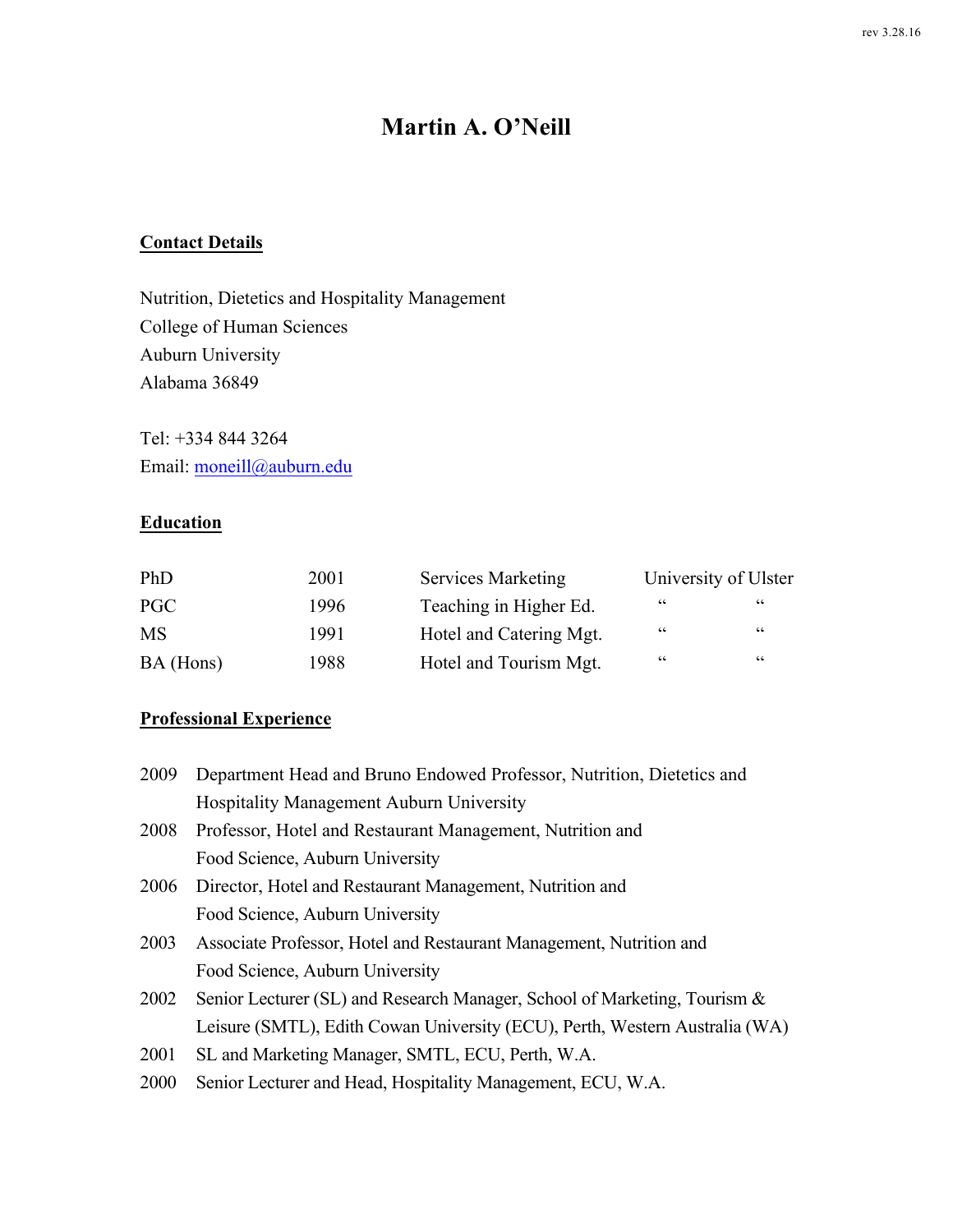# Martin A. O'Neill

## Contact Details

Nutrition, Dietetics and Hospitality Management
College of Human Sciences
Auburn University
Alabama 36849

Tel: +334 844 3264
Email: moneill@auburn.edu

## Education

| | | | |
|---|---|---|---|
| PhD | 2001 | Services Marketing | University of Ulster |
| PGC | 1996 | Teaching in Higher Ed. | " " |
| MS | 1991 | Hotel and Catering Mgt. | " " |
| BA (Hons) | 1988 | Hotel and Tourism Mgt. | " " |

## Professional Experience

2009 Department Head and Bruno Endowed Professor, Nutrition, Dietetics and Hospitality Management Auburn University

2008 Professor, Hotel and Restaurant Management, Nutrition and Food Science, Auburn University

2006 Director, Hotel and Restaurant Management, Nutrition and Food Science, Auburn University

2003 Associate Professor, Hotel and Restaurant Management, Nutrition and Food Science, Auburn University

2002 Senior Lecturer (SL) and Research Manager, School of Marketing, Tourism & Leisure (SMTL), Edith Cowan University (ECU), Perth, Western Australia (WA)

2001 SL and Marketing Manager, SMTL, ECU, Perth, W.A.

2000 Senior Lecturer and Head, Hospitality Management, ECU, W.A.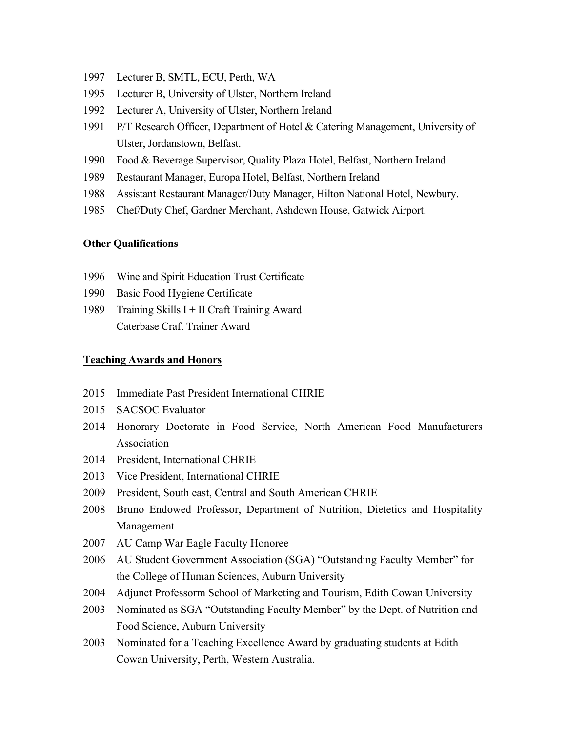1997 Lecturer B, SMTL, ECU, Perth, WA

1995 Lecturer B, University of Ulster, Northern Ireland

1992 Lecturer A, University of Ulster, Northern Ireland

1991 P/T Research Officer, Department of Hotel & Catering Management, University of Ulster, Jordanstown, Belfast.

1990 Food & Beverage Supervisor, Quality Plaza Hotel, Belfast, Northern Ireland

1989 Restaurant Manager, Europa Hotel, Belfast, Northern Ireland

1988 Assistant Restaurant Manager/Duty Manager, Hilton National Hotel, Newbury.

1985 Chef/Duty Chef, Gardner Merchant, Ashdown House, Gatwick Airport.

## Other Qualifications

1996 Wine and Spirit Education Trust Certificate

1990 Basic Food Hygiene Certificate

1989 Training Skills I + II Craft Training Award
Caterbase Craft Trainer Award

## Teaching Awards and Honors

2015 Immediate Past President International CHRIE

2015 SACSOC Evaluator

2014 Honorary Doctorate in Food Service, North American Food Manufacturers Association

2014 President, International CHRIE

2013 Vice President, International CHRIE

2009 President, South east, Central and South American CHRIE

2008 Bruno Endowed Professor, Department of Nutrition, Dietetics and Hospitality Management

2007 AU Camp War Eagle Faculty Honoree

2006 AU Student Government Association (SGA) "Outstanding Faculty Member" for the College of Human Sciences, Auburn University

2004 Adjunct Professorm School of Marketing and Tourism, Edith Cowan University

2003 Nominated as SGA "Outstanding Faculty Member" by the Dept. of Nutrition and Food Science, Auburn University

2003 Nominated for a Teaching Excellence Award by graduating students at Edith Cowan University, Perth, Western Australia.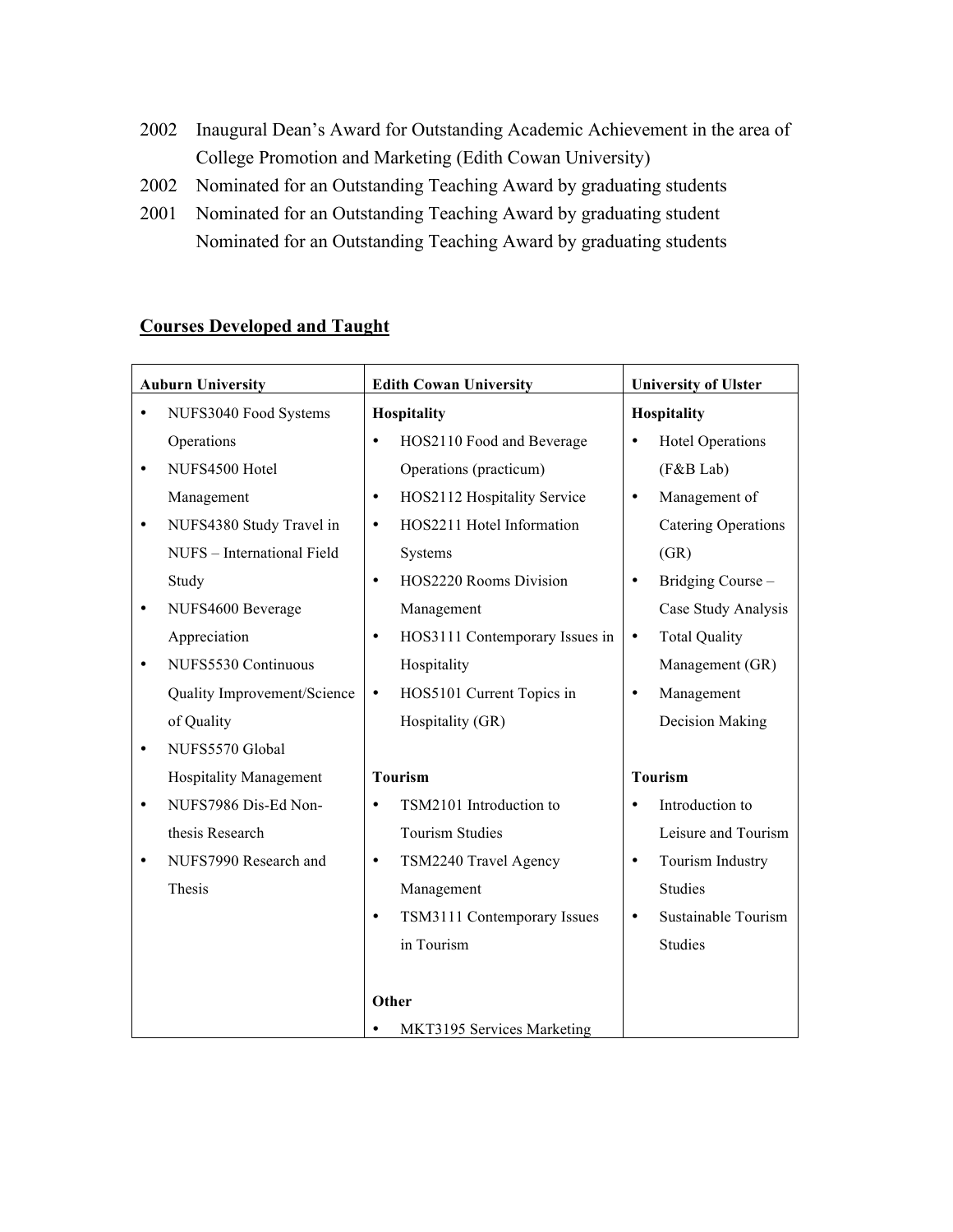2002 Inaugural Dean's Award for Outstanding Academic Achievement in the area of College Promotion and Marketing (Edith Cowan University)
2002 Nominated for an Outstanding Teaching Award by graduating students
2001 Nominated for an Outstanding Teaching Award by graduating student
Nominated for an Outstanding Teaching Award by graduating students

## Courses Developed and Taught

| Auburn University | Edith Cowan University | University of Ulster |
|---|---|---|
| • NUFS3040 Food Systems Operations<br>• NUFS4500 Hotel Management<br>• NUFS4380 Study Travel in NUFS – International Field Study<br>• NUFS4600 Beverage Appreciation<br>• NUFS5530 Continuous Quality Improvement/Science of Quality<br>• NUFS5570 Global Hospitality Management<br>• NUFS7986 Dis-Ed Non-thesis Research<br>• NUFS7990 Research and Thesis | **Hospitality**<br>• HOS2110 Food and Beverage Operations (practicum)<br>• HOS2112 Hospitality Service<br>• HOS2211 Hotel Information Systems<br>• HOS2220 Rooms Division Management<br>• HOS3111 Contemporary Issues in Hospitality<br>• HOS5101 Current Topics in Hospitality (GR)<br><br>**Tourism**<br>• TSM2101 Introduction to Tourism Studies<br>• TSM2240 Travel Agency Management<br>• TSM3111 Contemporary Issues in Tourism<br><br>**Other**<br>• MKT3195 Services Marketing | **Hospitality**<br>• Hotel Operations (F&B Lab)<br>• Management of Catering Operations (GR)<br>• Bridging Course – Case Study Analysis<br>• Total Quality Management (GR)<br>• Management Decision Making<br><br>**Tourism**<br>• Introduction to Leisure and Tourism<br>• Tourism Industry Studies<br>• Sustainable Tourism Studies |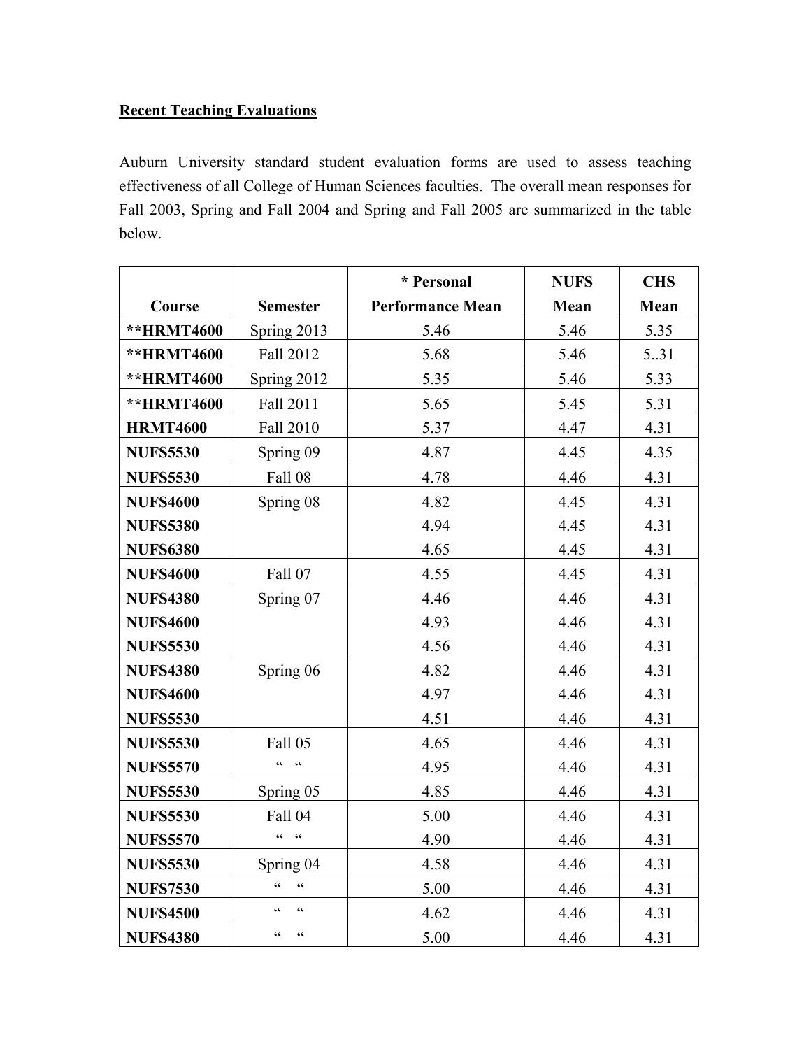**Recent Teaching Evaluations**

Auburn University standard student evaluation forms are used to assess teaching effectiveness of all College of Human Sciences faculties. The overall mean responses for Fall 2003, Spring and Fall 2004 and Spring and Fall 2005 are summarized in the table below.

| Course | Semester | * Personal Performance Mean | NUFS Mean | CHS Mean |
|---|---|---|---|---|
| **\*\*HRMT4600** | Spring 2013 | 5.46 | 5.46 | 5.35 |
| **\*\*HRMT4600** | Fall 2012 | 5.68 | 5.46 | 5..31 |
| **\*\*HRMT4600** | Spring 2012 | 5.35 | 5.46 | 5.33 |
| **\*\*HRMT4600** | Fall 2011 | 5.65 | 5.45 | 5.31 |
| **HRMT4600** | Fall 2010 | 5.37 | 4.47 | 4.31 |
| **NUFS5530** | Spring 09 | 4.87 | 4.45 | 4.35 |
| **NUFS5530** | Fall 08 | 4.78 | 4.46 | 4.31 |
| **NUFS4600** | Spring 08 | 4.82 | 4.45 | 4.31 |
| **NUFS5380** | | 4.94 | 4.45 | 4.31 |
| **NUFS6380** | | 4.65 | 4.45 | 4.31 |
| **NUFS4600** | Fall 07 | 4.55 | 4.45 | 4.31 |
| **NUFS4380** | Spring 07 | 4.46 | 4.46 | 4.31 |
| **NUFS4600** | | 4.93 | 4.46 | 4.31 |
| **NUFS5530** | | 4.56 | 4.46 | 4.31 |
| **NUFS4380** | Spring 06 | 4.82 | 4.46 | 4.31 |
| **NUFS4600** | | 4.97 | 4.46 | 4.31 |
| **NUFS5530** | | 4.51 | 4.46 | 4.31 |
| **NUFS5530** | Fall 05 | 4.65 | 4.46 | 4.31 |
| **NUFS5570** | " " | 4.95 | 4.46 | 4.31 |
| **NUFS5530** | Spring 05 | 4.85 | 4.46 | 4.31 |
| **NUFS5530** | Fall 04 | 5.00 | 4.46 | 4.31 |
| **NUFS5570** | " " | 4.90 | 4.46 | 4.31 |
| **NUFS5530** | Spring 04 | 4.58 | 4.46 | 4.31 |
| **NUFS7530** | " " | 5.00 | 4.46 | 4.31 |
| **NUFS4500** | " " | 4.62 | 4.46 | 4.31 |
| **NUFS4380** | " " | 5.00 | 4.46 | 4.31 |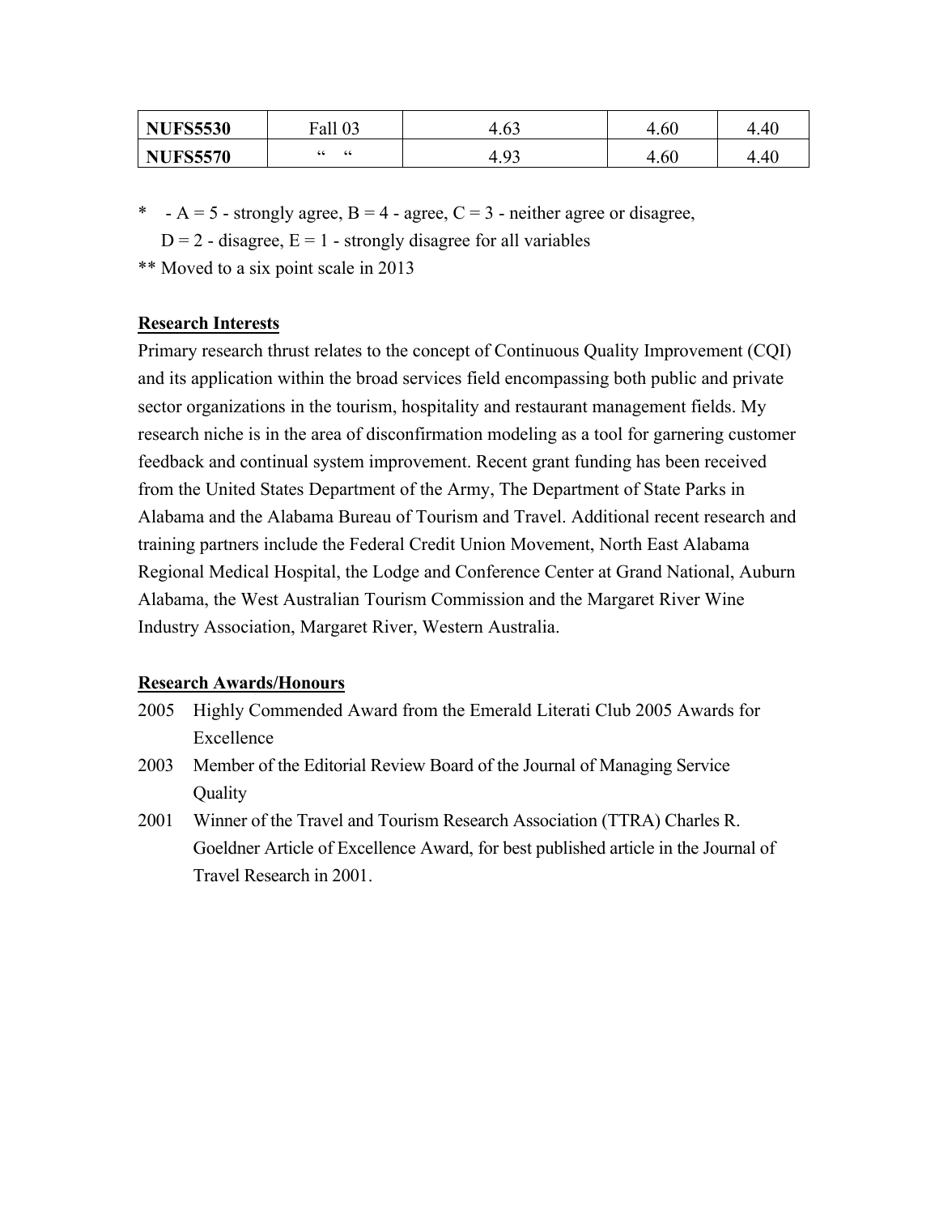| **NUFS5530** | Fall 03 | 4.63 | 4.60 | 4.40 |
|---|---|---|---|---|
| **NUFS5570** | “ “ | 4.93 | 4.60 | 4.40 |

* - A = 5 - strongly agree, B = 4 - agree, C = 3 - neither agree or disagree, D = 2 - disagree, E = 1 - strongly disagree for all variables

** Moved to a six point scale in 2013

## Research Interests

Primary research thrust relates to the concept of Continuous Quality Improvement (CQI) and its application within the broad services field encompassing both public and private sector organizations in the tourism, hospitality and restaurant management fields. My research niche is in the area of disconfirmation modeling as a tool for garnering customer feedback and continual system improvement. Recent grant funding has been received from the United States Department of the Army, The Department of State Parks in Alabama and the Alabama Bureau of Tourism and Travel. Additional recent research and training partners include the Federal Credit Union Movement, North East Alabama Regional Medical Hospital, the Lodge and Conference Center at Grand National, Auburn Alabama, the West Australian Tourism Commission and the Margaret River Wine Industry Association, Margaret River, Western Australia.

## Research Awards/Honours

2005 Highly Commended Award from the Emerald Literati Club 2005 Awards for Excellence

2003 Member of the Editorial Review Board of the Journal of Managing Service Quality

2001 Winner of the Travel and Tourism Research Association (TTRA) Charles R. Goeldner Article of Excellence Award, for best published article in the Journal of Travel Research in 2001.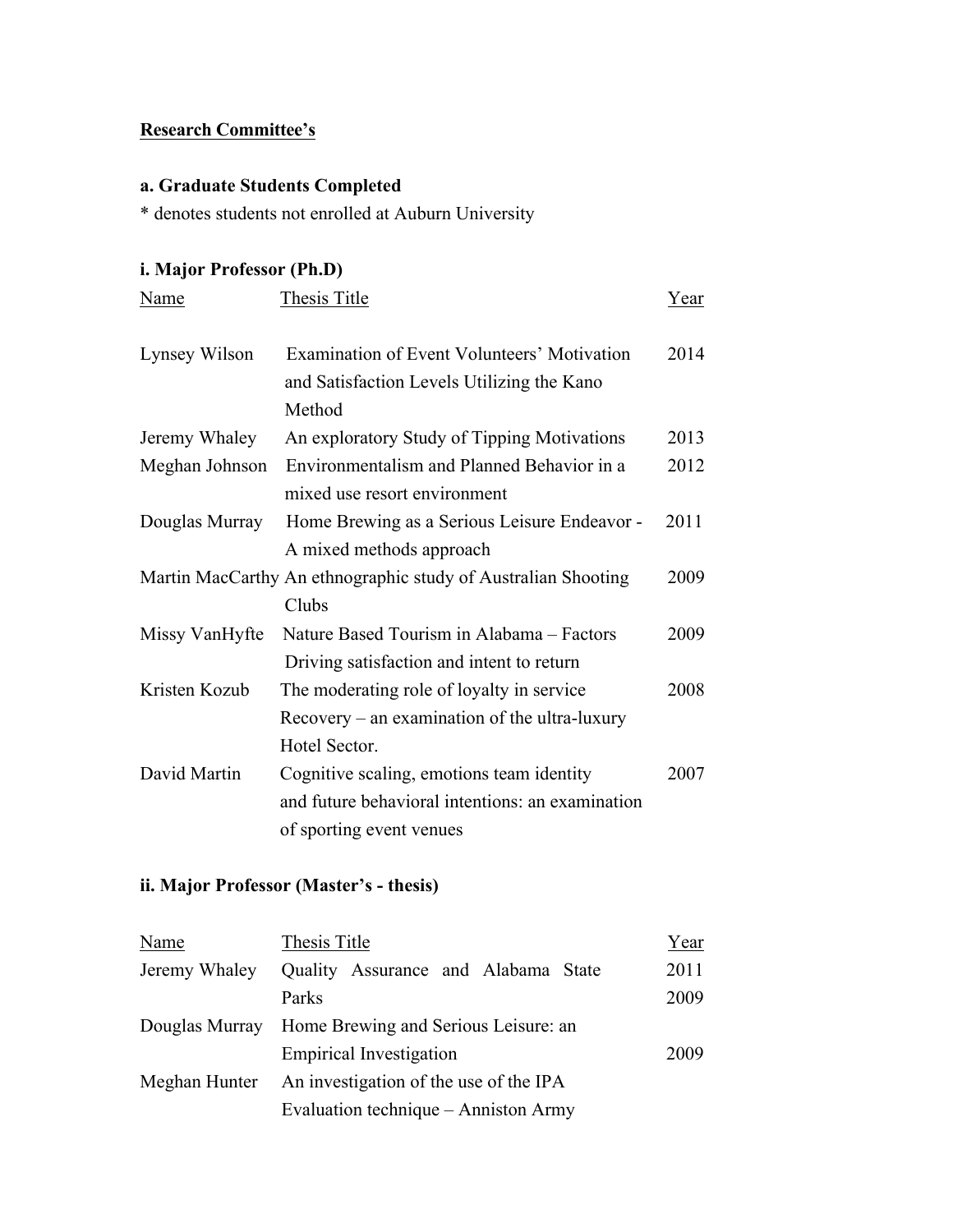**Research Committee's**

**a. Graduate Students Completed**

\* denotes students not enrolled at Auburn University

**i. Major Professor (Ph.D)**

| Name | Thesis Title | Year |
|---|---|---|
| Lynsey Wilson | Examination of Event Volunteers' Motivation and Satisfaction Levels Utilizing the Kano Method | 2014 |
| Jeremy Whaley | An exploratory Study of Tipping Motivations | 2013 |
| Meghan Johnson | Environmentalism and Planned Behavior in a mixed use resort environment | 2012 |
| Douglas Murray | Home Brewing as a Serious Leisure Endeavor - A mixed methods approach | 2011 |
| Martin MacCarthy | An ethnographic study of Australian Shooting Clubs | 2009 |
| Missy VanHyfte | Nature Based Tourism in Alabama – Factors Driving satisfaction and intent to return | 2009 |
| Kristen Kozub | The moderating role of loyalty in service Recovery – an examination of the ultra-luxury Hotel Sector. | 2008 |
| David Martin | Cognitive scaling, emotions team identity and future behavioral intentions: an examination of sporting event venues | 2007 |

**ii. Major Professor (Master's - thesis)**

| Name | Thesis Title | Year |
|---|---|---|
| Jeremy Whaley | Quality Assurance and Alabama State Parks | 2011<br>2009 |
| Douglas Murray | Home Brewing and Serious Leisure: an Empirical Investigation | 2009 |
| Meghan Hunter | An investigation of the use of the IPA Evaluation technique – Anniston Army | |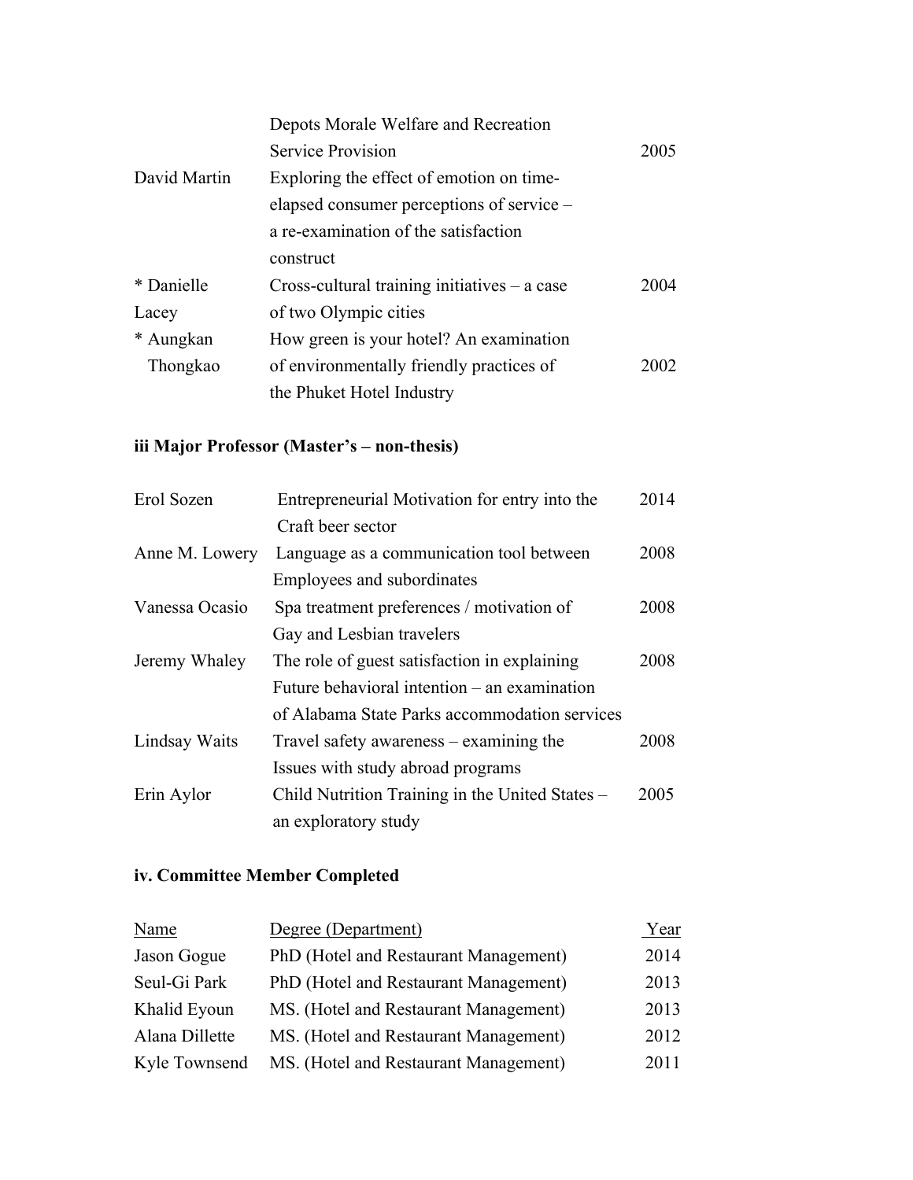| | | |
|---|---|---|
| | Depots Morale Welfare and Recreation Service Provision | 2005 |
| David Martin | Exploring the effect of emotion on time-elapsed consumer perceptions of service – a re-examination of the satisfaction construct | |
| * Danielle Lacey | Cross-cultural training initiatives – a case of two Olympic cities | 2004 |
| * Aungkan Thongkao | How green is your hotel? An examination of environmentally friendly practices of the Phuket Hotel Industry | 2002 |

**iii Major Professor (Master's – non-thesis)**

| | | |
|---|---|---|
| Erol Sozen | Entrepreneurial Motivation for entry into the Craft beer sector | 2014 |
| Anne M. Lowery | Language as a communication tool between Employees and subordinates | 2008 |
| Vanessa Ocasio | Spa treatment preferences / motivation of Gay and Lesbian travelers | 2008 |
| Jeremy Whaley | The role of guest satisfaction in explaining Future behavioral intention – an examination of Alabama State Parks accommodation services | 2008 |
| Lindsay Waits | Travel safety awareness – examining the Issues with study abroad programs | 2008 |
| Erin Aylor | Child Nutrition Training in the United States – an exploratory study | 2005 |

**iv. Committee Member Completed**

| Name | Degree (Department) | Year |
|---|---|---|
| Jason Gogue | PhD (Hotel and Restaurant Management) | 2014 |
| Seul-Gi Park | PhD (Hotel and Restaurant Management) | 2013 |
| Khalid Eyoun | MS. (Hotel and Restaurant Management) | 2013 |
| Alana Dillette | MS. (Hotel and Restaurant Management) | 2012 |
| Kyle Townsend | MS. (Hotel and Restaurant Management) | 2011 |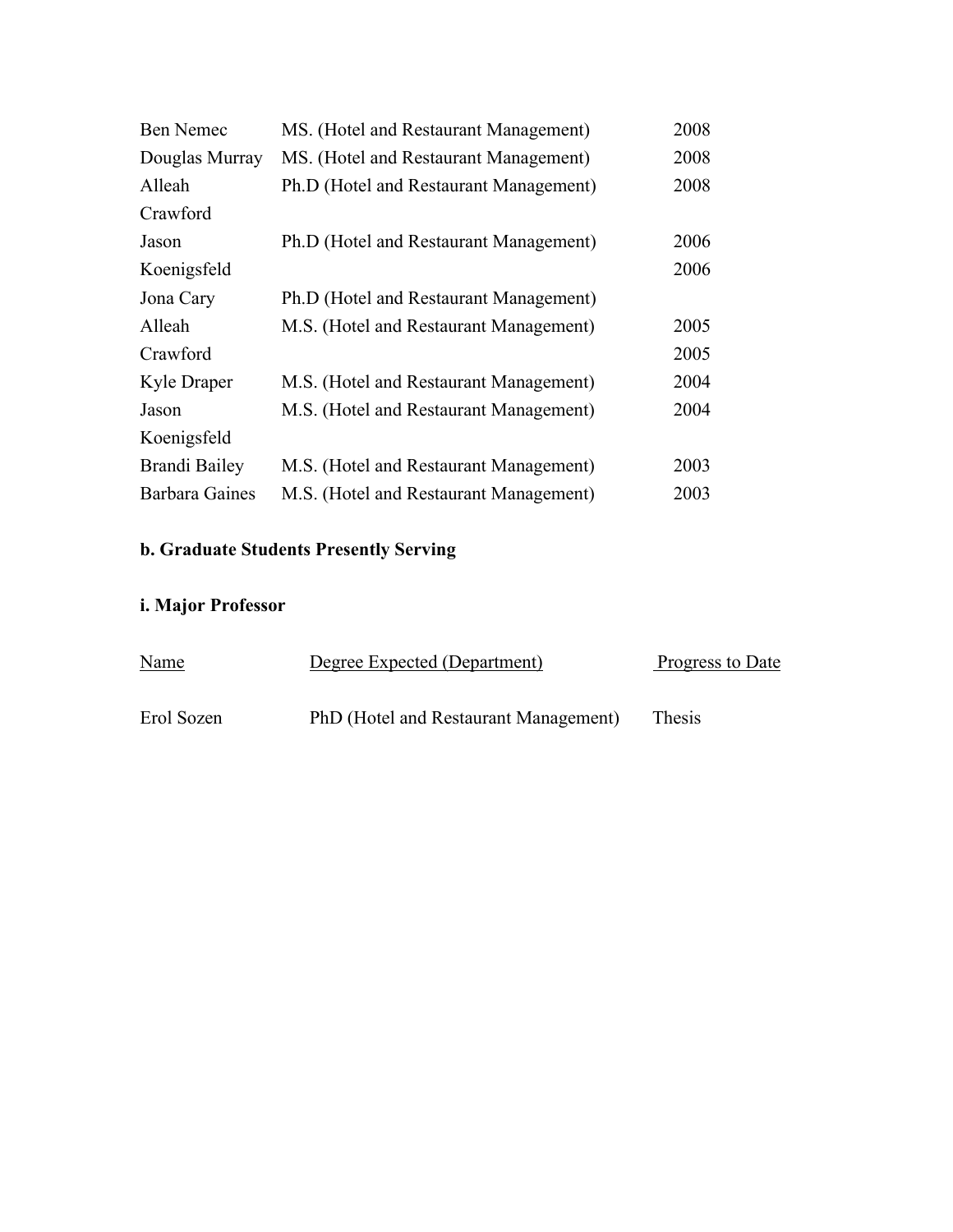| | | |
|---|---|---|
| Ben Nemec | MS. (Hotel and Restaurant Management) | 2008 |
| Douglas Murray | MS. (Hotel and Restaurant Management) | 2008 |
| Alleah Crawford | Ph.D (Hotel and Restaurant Management) | 2008 |
| Jason Koenigsfeld | Ph.D (Hotel and Restaurant Management) | 2006 |
| | | 2006 |
| Jona Cary | Ph.D (Hotel and Restaurant Management) | |
| Alleah Crawford | M.S. (Hotel and Restaurant Management) | 2005 |
| | | 2005 |
| Kyle Draper | M.S. (Hotel and Restaurant Management) | 2004 |
| Jason Koenigsfeld | M.S. (Hotel and Restaurant Management) | 2004 |
| Brandi Bailey | M.S. (Hotel and Restaurant Management) | 2003 |
| Barbara Gaines | M.S. (Hotel and Restaurant Management) | 2003 |

**b. Graduate Students Presently Serving**

**i. Major Professor**

| Name | Degree Expected (Department) | Progress to Date |
|---|---|---|
| Erol Sozen | PhD (Hotel and Restaurant Management) | Thesis |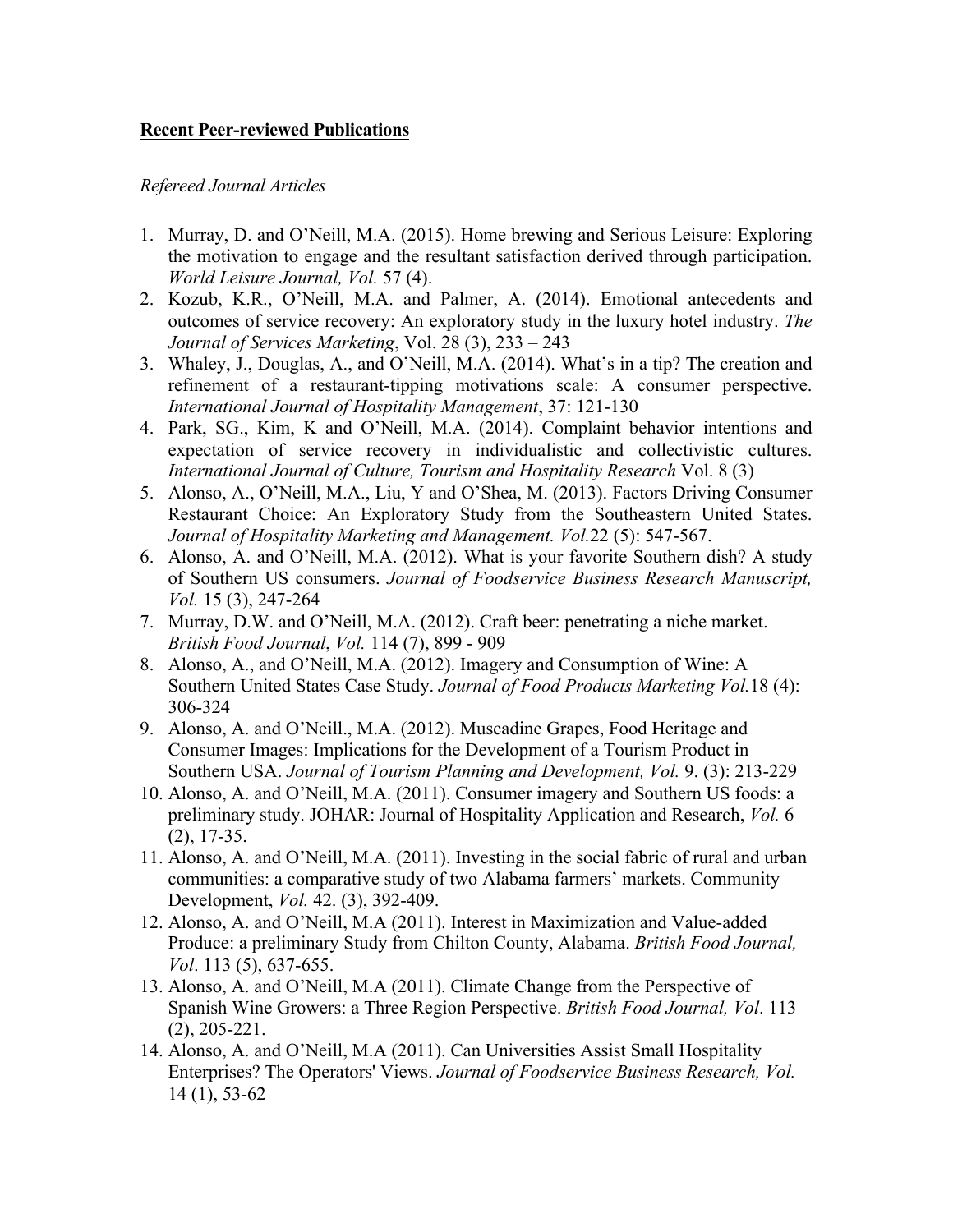**Recent Peer-reviewed Publications**

*Refereed Journal Articles*

1. Murray, D. and O'Neill, M.A. (2015). Home brewing and Serious Leisure: Exploring the motivation to engage and the resultant satisfaction derived through participation. *World Leisure Journal, Vol.* 57 (4).
2. Kozub, K.R., O'Neill, M.A. and Palmer, A. (2014). Emotional antecedents and outcomes of service recovery: An exploratory study in the luxury hotel industry. *The Journal of Services Marketing*, Vol. 28 (3), 233 – 243
3. Whaley, J., Douglas, A., and O'Neill, M.A. (2014). What's in a tip? The creation and refinement of a restaurant-tipping motivations scale: A consumer perspective. *International Journal of Hospitality Management*, 37: 121-130
4. Park, SG., Kim, K and O'Neill, M.A. (2014). Complaint behavior intentions and expectation of service recovery in individualistic and collectivistic cultures. *International Journal of Culture, Tourism and Hospitality Research* Vol. 8 (3)
5. Alonso, A., O'Neill, M.A., Liu, Y and O'Shea, M. (2013). Factors Driving Consumer Restaurant Choice: An Exploratory Study from the Southeastern United States. *Journal of Hospitality Marketing and Management. Vol.*22 (5): 547-567.
6. Alonso, A. and O'Neill, M.A. (2012). What is your favorite Southern dish? A study of Southern US consumers. *Journal of Foodservice Business Research Manuscript, Vol.* 15 (3), 247-264
7. Murray, D.W. and O'Neill, M.A. (2012). Craft beer: penetrating a niche market. *British Food Journal*, *Vol.* 114 (7), 899 - 909
8. Alonso, A., and O'Neill, M.A. (2012). Imagery and Consumption of Wine: A Southern United States Case Study. *Journal of Food Products Marketing Vol.*18 (4): 306-324
9. Alonso, A. and O'Neill., M.A. (2012). Muscadine Grapes, Food Heritage and Consumer Images: Implications for the Development of a Tourism Product in Southern USA. *Journal of Tourism Planning and Development, Vol.* 9. (3): 213-229
10. Alonso, A. and O'Neill, M.A. (2011). Consumer imagery and Southern US foods: a preliminary study. JOHAR: Journal of Hospitality Application and Research, *Vol.* 6 (2), 17-35.
11. Alonso, A. and O'Neill, M.A. (2011). Investing in the social fabric of rural and urban communities: a comparative study of two Alabama farmers' markets. Community Development, *Vol.* 42. (3), 392-409.
12. Alonso, A. and O'Neill, M.A (2011). Interest in Maximization and Value-added Produce: a preliminary Study from Chilton County, Alabama. *British Food Journal, Vol*. 113 (5), 637-655.
13. Alonso, A. and O'Neill, M.A (2011). Climate Change from the Perspective of Spanish Wine Growers: a Three Region Perspective. *British Food Journal, Vol*. 113 (2), 205-221.
14. Alonso, A. and O'Neill, M.A (2011). Can Universities Assist Small Hospitality Enterprises? The Operators' Views. *Journal of Foodservice Business Research, Vol.* 14 (1), 53-62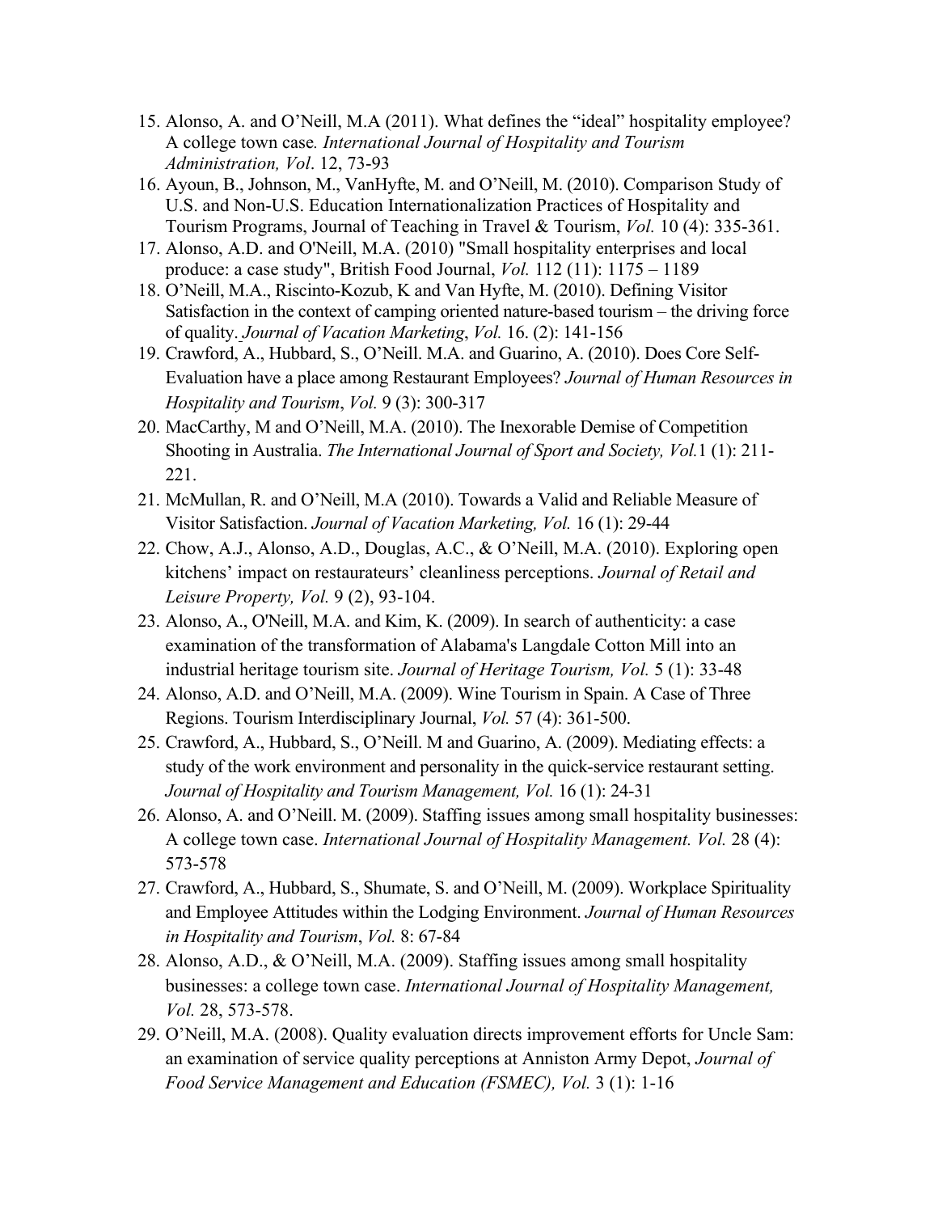15. Alonso, A. and O'Neill, M.A (2011). What defines the "ideal" hospitality employee? A college town case*. International Journal of Hospitality and Tourism Administration, Vol*. 12, 73-93
16. Ayoun, B., Johnson, M., VanHyfte, M. and O'Neill, M. (2010). Comparison Study of U.S. and Non-U.S. Education Internationalization Practices of Hospitality and Tourism Programs, Journal of Teaching in Travel & Tourism, *Vol.* 10 (4): 335-361.
17. Alonso, A.D. and O'Neill, M.A. (2010) "Small hospitality enterprises and local produce: a case study", British Food Journal, *Vol.* 112 (11): 1175 – 1189
18. O'Neill, M.A., Riscinto-Kozub, K and Van Hyfte, M. (2010). Defining Visitor Satisfaction in the context of camping oriented nature-based tourism – the driving force of quality. *Journal of Vacation Marketing*, *Vol.* 16. (2): 141-156
19. Crawford, A., Hubbard, S., O'Neill. M.A. and Guarino, A. (2010). Does Core Self-Evaluation have a place among Restaurant Employees? *Journal of Human Resources in Hospitality and Tourism*, *Vol.* 9 (3): 300-317
20. MacCarthy, M and O'Neill, M.A. (2010). The Inexorable Demise of Competition Shooting in Australia. *The International Journal of Sport and Society, Vol.*1 (1): 211-221.
21. McMullan, R. and O'Neill, M.A (2010). Towards a Valid and Reliable Measure of Visitor Satisfaction. *Journal of Vacation Marketing, Vol.* 16 (1): 29-44
22. Chow, A.J., Alonso, A.D., Douglas, A.C., & O'Neill, M.A. (2010). Exploring open kitchens' impact on restaurateurs' cleanliness perceptions. *Journal of Retail and Leisure Property, Vol.* 9 (2), 93-104.
23. Alonso, A., O'Neill, M.A. and Kim, K. (2009). In search of authenticity: a case examination of the transformation of Alabama's Langdale Cotton Mill into an industrial heritage tourism site. *Journal of Heritage Tourism, Vol.* 5 (1): 33-48
24. Alonso, A.D. and O'Neill, M.A. (2009). Wine Tourism in Spain. A Case of Three Regions. Tourism Interdisciplinary Journal, *Vol.* 57 (4): 361-500.
25. Crawford, A., Hubbard, S., O'Neill. M and Guarino, A. (2009). Mediating effects: a study of the work environment and personality in the quick-service restaurant setting. *Journal of Hospitality and Tourism Management, Vol.* 16 (1): 24-31
26. Alonso, A. and O'Neill. M. (2009). Staffing issues among small hospitality businesses: A college town case. *International Journal of Hospitality Management. Vol.* 28 (4): 573-578
27. Crawford, A., Hubbard, S., Shumate, S. and O'Neill, M. (2009). Workplace Spirituality and Employee Attitudes within the Lodging Environment. *Journal of Human Resources in Hospitality and Tourism*, *Vol.* 8: 67-84
28. Alonso, A.D., & O'Neill, M.A. (2009). Staffing issues among small hospitality businesses: a college town case. *International Journal of Hospitality Management, Vol.* 28, 573-578.
29. O'Neill, M.A. (2008). Quality evaluation directs improvement efforts for Uncle Sam: an examination of service quality perceptions at Anniston Army Depot, *Journal of Food Service Management and Education (FSMEC), Vol.* 3 (1): 1-16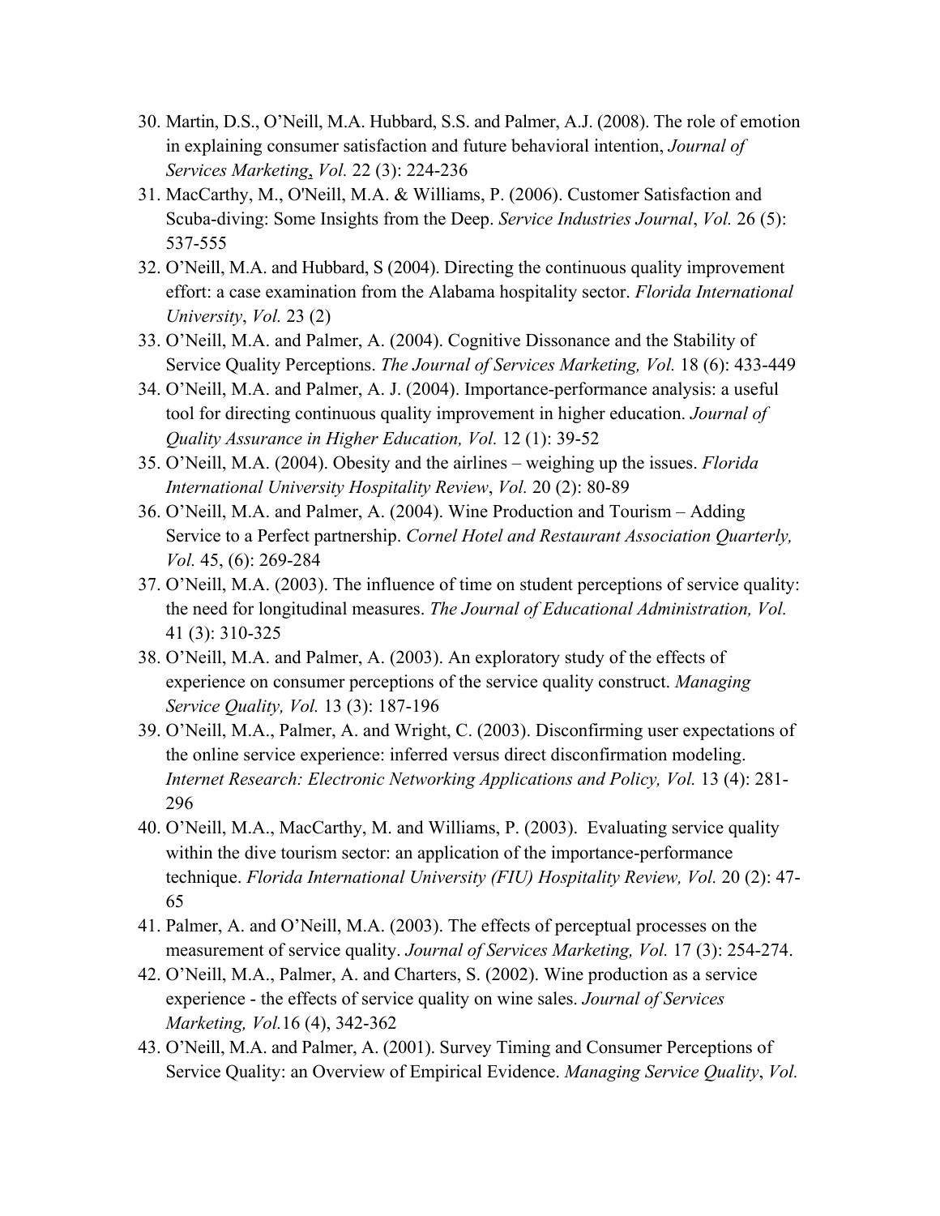30. Martin, D.S., O'Neill, M.A. Hubbard, S.S. and Palmer, A.J. (2008). The role of emotion in explaining consumer satisfaction and future behavioral intention, *Journal of Services Marketing*, *Vol.* 22 (3): 224-236
31. MacCarthy, M., O'Neill, M.A. & Williams, P. (2006). Customer Satisfaction and Scuba-diving: Some Insights from the Deep. *Service Industries Journal*, *Vol.* 26 (5): 537-555
32. O'Neill, M.A. and Hubbard, S (2004). Directing the continuous quality improvement effort: a case examination from the Alabama hospitality sector. *Florida International University*, *Vol.* 23 (2)
33. O'Neill, M.A. and Palmer, A. (2004). Cognitive Dissonance and the Stability of Service Quality Perceptions. *The Journal of Services Marketing, Vol.* 18 (6): 433-449
34. O'Neill, M.A. and Palmer, A. J. (2004). Importance-performance analysis: a useful tool for directing continuous quality improvement in higher education. *Journal of Quality Assurance in Higher Education, Vol.* 12 (1): 39-52
35. O'Neill, M.A. (2004). Obesity and the airlines – weighing up the issues. *Florida International University Hospitality Review*, *Vol.* 20 (2): 80-89
36. O'Neill, M.A. and Palmer, A. (2004). Wine Production and Tourism – Adding Service to a Perfect partnership. *Cornel Hotel and Restaurant Association Quarterly, Vol.* 45, (6): 269-284
37. O'Neill, M.A. (2003). The influence of time on student perceptions of service quality: the need for longitudinal measures. *The Journal of Educational Administration, Vol.* 41 (3): 310-325
38. O'Neill, M.A. and Palmer, A. (2003). An exploratory study of the effects of experience on consumer perceptions of the service quality construct. *Managing Service Quality, Vol.* 13 (3): 187-196
39. O'Neill, M.A., Palmer, A. and Wright, C. (2003). Disconfirming user expectations of the online service experience: inferred versus direct disconfirmation modeling. *Internet Research: Electronic Networking Applications and Policy, Vol.* 13 (4): 281-296
40. O'Neill, M.A., MacCarthy, M. and Williams, P. (2003). Evaluating service quality within the dive tourism sector: an application of the importance-performance technique. *Florida International University (FIU) Hospitality Review, Vol.* 20 (2): 47-65
41. Palmer, A. and O'Neill, M.A. (2003). The effects of perceptual processes on the measurement of service quality. *Journal of Services Marketing, Vol.* 17 (3): 254-274.
42. O'Neill, M.A., Palmer, A. and Charters, S. (2002). Wine production as a service experience - the effects of service quality on wine sales. *Journal of Services Marketing, Vol.*16 (4), 342-362
43. O'Neill, M.A. and Palmer, A. (2001). Survey Timing and Consumer Perceptions of Service Quality: an Overview of Empirical Evidence. *Managing Service Quality*, *Vol.*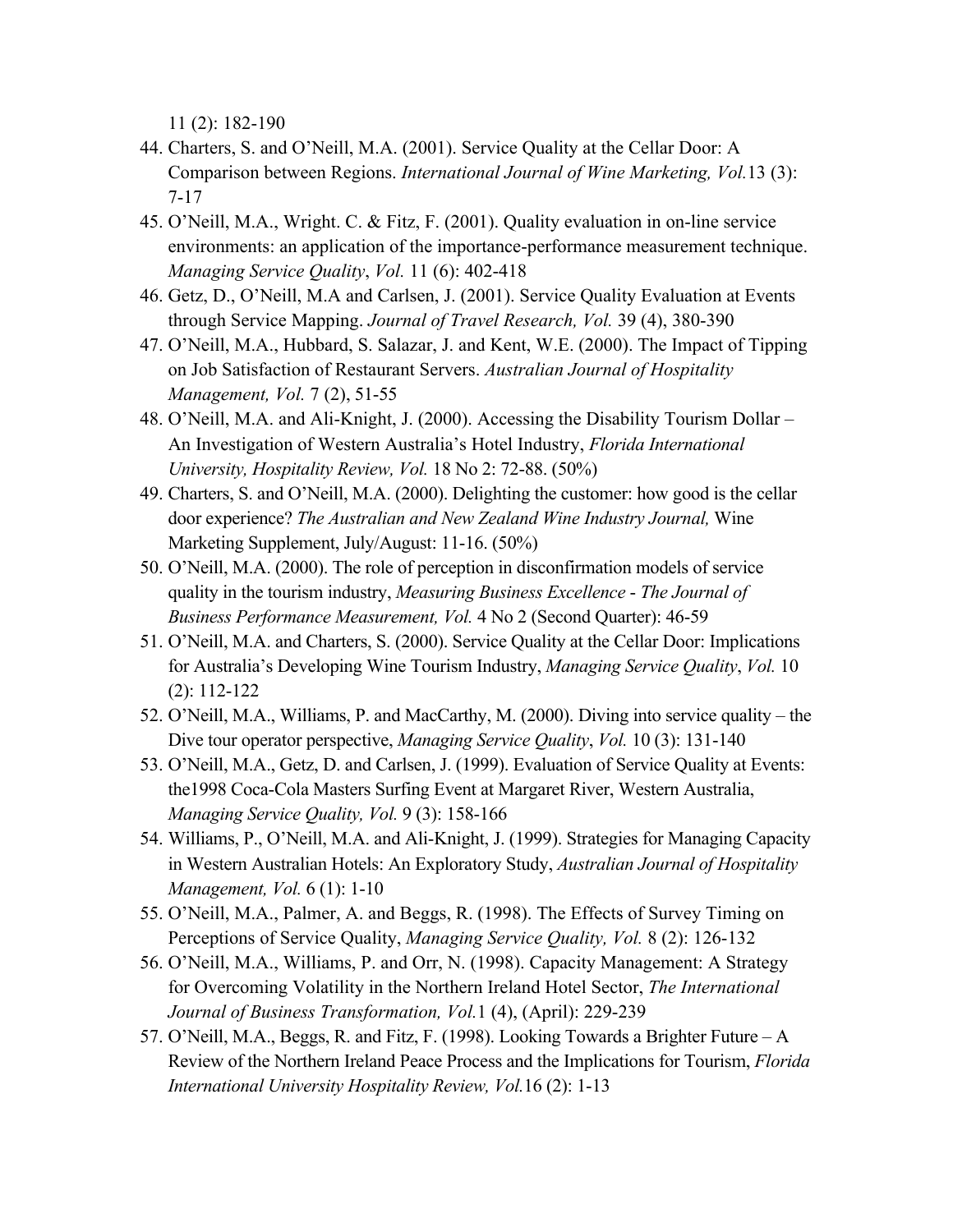11 (2): 182-190

44. Charters, S. and O'Neill, M.A. (2001). Service Quality at the Cellar Door: A Comparison between Regions. *International Journal of Wine Marketing, Vol.*13 (3): 7-17
45. O'Neill, M.A., Wright. C. & Fitz, F. (2001). Quality evaluation in on-line service environments: an application of the importance-performance measurement technique. *Managing Service Quality*, *Vol.* 11 (6): 402-418
46. Getz, D., O'Neill, M.A and Carlsen, J. (2001). Service Quality Evaluation at Events through Service Mapping. *Journal of Travel Research, Vol.* 39 (4), 380-390
47. O'Neill, M.A., Hubbard, S. Salazar, J. and Kent, W.E. (2000). The Impact of Tipping on Job Satisfaction of Restaurant Servers. *Australian Journal of Hospitality Management, Vol.* 7 (2), 51-55
48. O'Neill, M.A. and Ali-Knight, J. (2000). Accessing the Disability Tourism Dollar – An Investigation of Western Australia's Hotel Industry, *Florida International University, Hospitality Review, Vol.* 18 No 2: 72-88. (50%)
49. Charters, S. and O'Neill, M.A. (2000). Delighting the customer: how good is the cellar door experience? *The Australian and New Zealand Wine Industry Journal,* Wine Marketing Supplement, July/August: 11-16. (50%)
50. O'Neill, M.A. (2000). The role of perception in disconfirmation models of service quality in the tourism industry, *Measuring Business Excellence - The Journal of Business Performance Measurement, Vol.* 4 No 2 (Second Quarter): 46-59
51. O'Neill, M.A. and Charters, S. (2000). Service Quality at the Cellar Door: Implications for Australia's Developing Wine Tourism Industry, *Managing Service Quality*, *Vol.* 10 (2): 112-122
52. O'Neill, M.A., Williams, P. and MacCarthy, M. (2000). Diving into service quality – the Dive tour operator perspective, *Managing Service Quality*, *Vol.* 10 (3): 131-140
53. O'Neill, M.A., Getz, D. and Carlsen, J. (1999). Evaluation of Service Quality at Events: the1998 Coca-Cola Masters Surfing Event at Margaret River, Western Australia, *Managing Service Quality, Vol.* 9 (3): 158-166
54. Williams, P., O'Neill, M.A. and Ali-Knight, J. (1999). Strategies for Managing Capacity in Western Australian Hotels: An Exploratory Study, *Australian Journal of Hospitality Management, Vol.* 6 (1): 1-10
55. O'Neill, M.A., Palmer, A. and Beggs, R. (1998). The Effects of Survey Timing on Perceptions of Service Quality, *Managing Service Quality, Vol.* 8 (2): 126-132
56. O'Neill, M.A., Williams, P. and Orr, N. (1998). Capacity Management: A Strategy for Overcoming Volatility in the Northern Ireland Hotel Sector, *The International Journal of Business Transformation, Vol.*1 (4), (April): 229-239
57. O'Neill, M.A., Beggs, R. and Fitz, F. (1998). Looking Towards a Brighter Future – A Review of the Northern Ireland Peace Process and the Implications for Tourism, *Florida International University Hospitality Review, Vol.*16 (2): 1-13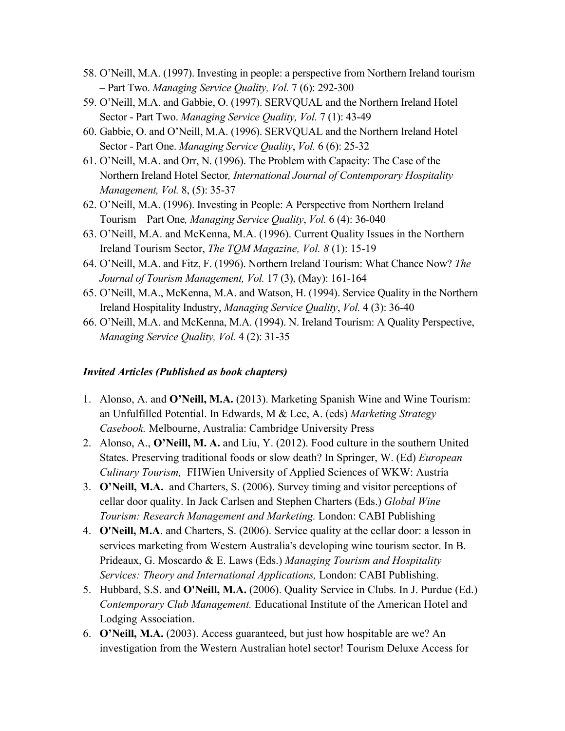58. O'Neill, M.A. (1997). Investing in people: a perspective from Northern Ireland tourism – Part Two. *Managing Service Quality, Vol.* 7 (6): 292-300
59. O'Neill, M.A. and Gabbie, O. (1997). SERVQUAL and the Northern Ireland Hotel Sector - Part Two. *Managing Service Quality, Vol.* 7 (1): 43-49
60. Gabbie, O. and O'Neill, M.A. (1996). SERVQUAL and the Northern Ireland Hotel Sector - Part One. *Managing Service Quality*, *Vol.* 6 (6): 25-32
61. O'Neill, M.A. and Orr, N. (1996). The Problem with Capacity: The Case of the Northern Ireland Hotel Sector*, International Journal of Contemporary Hospitality Management, Vol.* 8, (5): 35-37
62. O'Neill, M.A. (1996). Investing in People: A Perspective from Northern Ireland Tourism – Part One*, Managing Service Quality*, *Vol.* 6 (4): 36-040
63. O'Neill, M.A. and McKenna, M.A. (1996). Current Quality Issues in the Northern Ireland Tourism Sector, *The TQM Magazine, Vol. 8* (1): 15-19
64. O'Neill, M.A. and Fitz, F. (1996). Northern Ireland Tourism: What Chance Now? *The Journal of Tourism Management, Vol.* 17 (3), (May): 161-164
65. O'Neill, M.A., McKenna, M.A. and Watson, H. (1994). Service Quality in the Northern Ireland Hospitality Industry, *Managing Service Quality*, *Vol.* 4 (3): 36-40
66. O'Neill, M.A. and McKenna, M.A. (1994). N. Ireland Tourism: A Quality Perspective, *Managing Service Quality, Vol.* 4 (2): 31-35

### *Invited Articles (Published as book chapters)*

1. Alonso, A. and **O'Neill, M.A.** (2013). Marketing Spanish Wine and Wine Tourism: an Unfulfilled Potential. In Edwards, M & Lee, A. (eds) *Marketing Strategy Casebook.* Melbourne, Australia: Cambridge University Press
2. Alonso, A., **O'Neill, M. A.** and Liu, Y. (2012). Food culture in the southern United States. Preserving traditional foods or slow death? In Springer, W. (Ed) *European Culinary Tourism,* FHWien University of Applied Sciences of WKW: Austria
3. **O'Neill, M.A.** and Charters, S. (2006). Survey timing and visitor perceptions of cellar door quality. In Jack Carlsen and Stephen Charters (Eds.) *Global Wine Tourism: Research Management and Marketing.* London: CABI Publishing
4. **O'Neill, M.A**. and Charters, S. (2006). Service quality at the cellar door: a lesson in services marketing from Western Australia's developing wine tourism sector. In B. Prideaux, G. Moscardo & E. Laws (Eds.) *Managing Tourism and Hospitality Services: Theory and International Applications,* London: CABI Publishing.
5. Hubbard, S.S. and **O'Neill, M.A.** (2006). Quality Service in Clubs. In J. Purdue (Ed.) *Contemporary Club Management.* Educational Institute of the American Hotel and Lodging Association.
6. **O'Neill, M.A.** (2003). Access guaranteed, but just how hospitable are we? An investigation from the Western Australian hotel sector! Tourism Deluxe Access for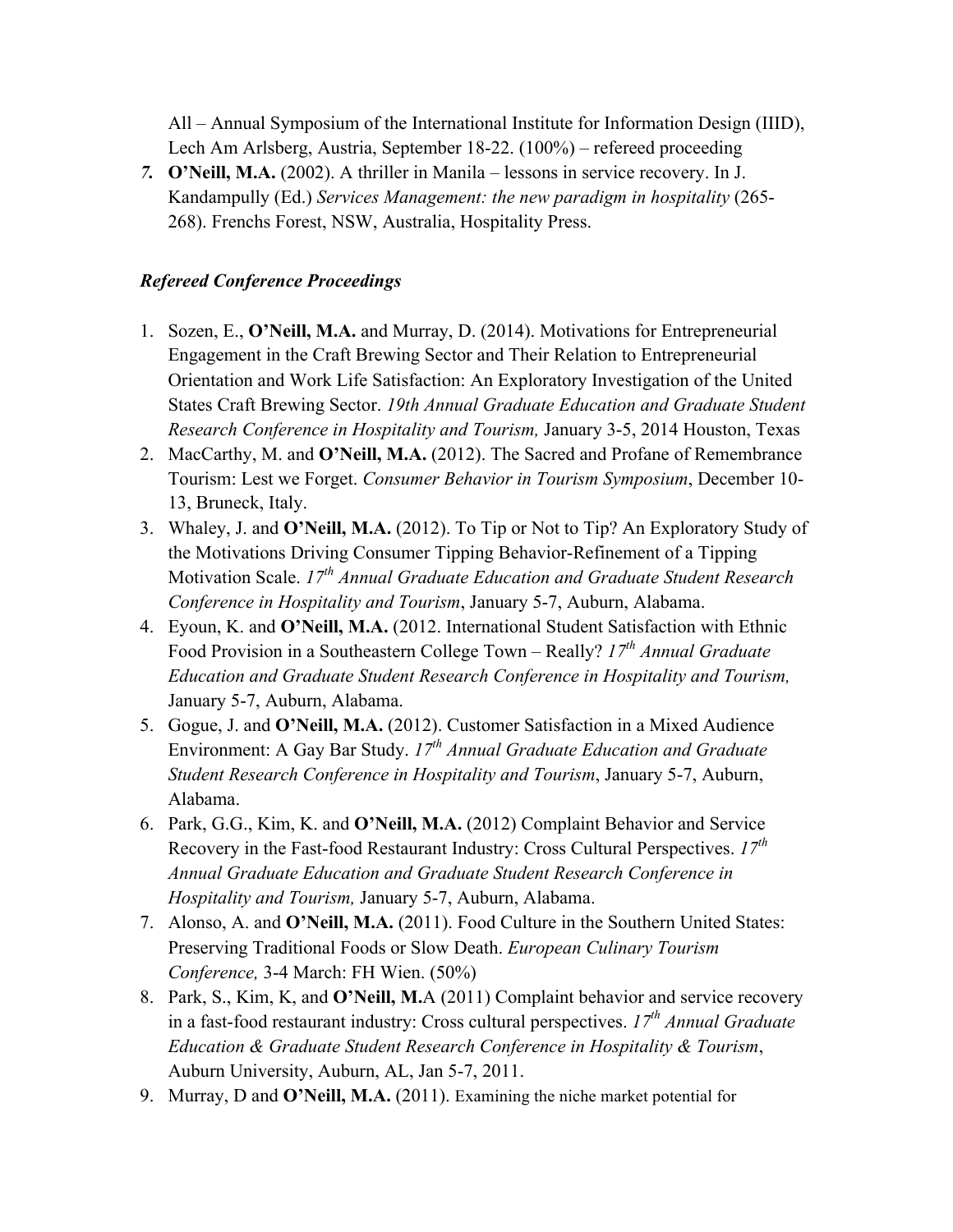All – Annual Symposium of the International Institute for Information Design (IIID), Lech Am Arlsberg, Austria, September 18-22. (100%) – refereed proceeding

7. **O'Neill, M.A.** (2002). A thriller in Manila – lessons in service recovery. In J. Kandampully (Ed.) *Services Management: the new paradigm in hospitality* (265-268). Frenchs Forest, NSW, Australia, Hospitality Press.

### *Refereed Conference Proceedings*

1. Sozen, E., **O'Neill, M.A.** and Murray, D. (2014). Motivations for Entrepreneurial Engagement in the Craft Brewing Sector and Their Relation to Entrepreneurial Orientation and Work Life Satisfaction: An Exploratory Investigation of the United States Craft Brewing Sector. *19th Annual Graduate Education and Graduate Student Research Conference in Hospitality and Tourism,* January 3-5, 2014 Houston, Texas
2. MacCarthy, M. and **O'Neill, M.A.** (2012). The Sacred and Profane of Remembrance Tourism: Lest we Forget. *Consumer Behavior in Tourism Symposium*, December 10-13, Bruneck, Italy.
3. Whaley, J. and **O'Neill, M.A.** (2012). To Tip or Not to Tip? An Exploratory Study of the Motivations Driving Consumer Tipping Behavior-Refinement of a Tipping Motivation Scale. *17th Annual Graduate Education and Graduate Student Research Conference in Hospitality and Tourism*, January 5-7, Auburn, Alabama.
4. Eyoun, K. and **O'Neill, M.A.** (2012. International Student Satisfaction with Ethnic Food Provision in a Southeastern College Town – Really? *17th Annual Graduate Education and Graduate Student Research Conference in Hospitality and Tourism,* January 5-7, Auburn, Alabama.
5. Gogue, J. and **O'Neill, M.A.** (2012). Customer Satisfaction in a Mixed Audience Environment: A Gay Bar Study. *17th Annual Graduate Education and Graduate Student Research Conference in Hospitality and Tourism*, January 5-7, Auburn, Alabama.
6. Park, G.G., Kim, K. and **O'Neill, M.A.** (2012) Complaint Behavior and Service Recovery in the Fast-food Restaurant Industry: Cross Cultural Perspectives. *17th Annual Graduate Education and Graduate Student Research Conference in Hospitality and Tourism,* January 5-7, Auburn, Alabama.
7. Alonso, A. and **O'Neill, M.A.** (2011). Food Culture in the Southern United States: Preserving Traditional Foods or Slow Death. *European Culinary Tourism Conference,* 3-4 March: FH Wien. (50%)
8. Park, S., Kim, K, and **O'Neill, M.**A (2011) Complaint behavior and service recovery in a fast-food restaurant industry: Cross cultural perspectives. *17th Annual Graduate Education & Graduate Student Research Conference in Hospitality & Tourism*, Auburn University, Auburn, AL, Jan 5-7, 2011.
9. Murray, D and **O'Neill, M.A.** (2011). Examining the niche market potential for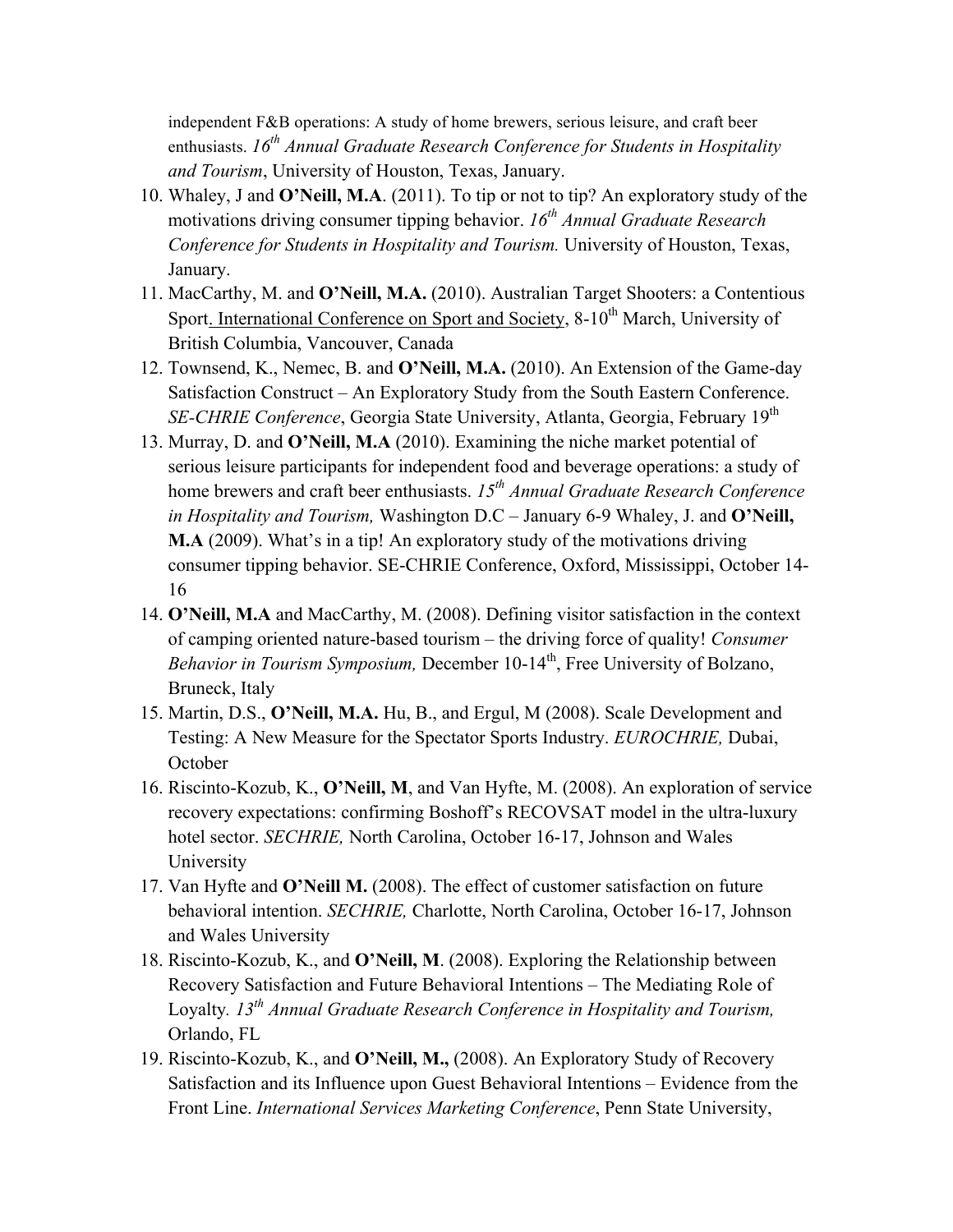independent F&B operations: A study of home brewers, serious leisure, and craft beer enthusiasts. *16th Annual Graduate Research Conference for Students in Hospitality and Tourism*, University of Houston, Texas, January.

10. Whaley, J and **O'Neill, M.A**. (2011). To tip or not to tip? An exploratory study of the motivations driving consumer tipping behavior. *16th Annual Graduate Research Conference for Students in Hospitality and Tourism.* University of Houston, Texas, January.
11. MacCarthy, M. and **O'Neill, M.A.** (2010). Australian Target Shooters: a Contentious Sport. International Conference on Sport and Society, 8-10th March, University of British Columbia, Vancouver, Canada
12. Townsend, K., Nemec, B. and **O'Neill, M.A.** (2010). An Extension of the Game-day Satisfaction Construct – An Exploratory Study from the South Eastern Conference. *SE-CHRIE Conference*, Georgia State University, Atlanta, Georgia, February 19th
13. Murray, D. and **O'Neill, M.A** (2010). Examining the niche market potential of serious leisure participants for independent food and beverage operations: a study of home brewers and craft beer enthusiasts. *15th Annual Graduate Research Conference in Hospitality and Tourism,* Washington D.C – January 6-9 Whaley, J. and **O'Neill, M.A** (2009). What's in a tip! An exploratory study of the motivations driving consumer tipping behavior. SE-CHRIE Conference, Oxford, Mississippi, October 14-16
14. **O'Neill, M.A** and MacCarthy, M. (2008). Defining visitor satisfaction in the context of camping oriented nature-based tourism – the driving force of quality! *Consumer Behavior in Tourism Symposium,* December 10-14th, Free University of Bolzano, Bruneck, Italy
15. Martin, D.S., **O'Neill, M.A.** Hu, B., and Ergul, M (2008). Scale Development and Testing: A New Measure for the Spectator Sports Industry. *EUROCHRIE,* Dubai, October
16. Riscinto-Kozub, K., **O'Neill, M**, and Van Hyfte, M. (2008). An exploration of service recovery expectations: confirming Boshoff's RECOVSAT model in the ultra-luxury hotel sector. *SECHRIE,* North Carolina, October 16-17, Johnson and Wales University
17. Van Hyfte and **O'Neill M.** (2008). The effect of customer satisfaction on future behavioral intention. *SECHRIE,* Charlotte, North Carolina, October 16-17, Johnson and Wales University
18. Riscinto-Kozub, K., and **O'Neill, M**. (2008). Exploring the Relationship between Recovery Satisfaction and Future Behavioral Intentions – The Mediating Role of Loyalty. *13th Annual Graduate Research Conference in Hospitality and Tourism,* Orlando, FL
19. Riscinto-Kozub, K., and **O'Neill, M.,** (2008). An Exploratory Study of Recovery Satisfaction and its Influence upon Guest Behavioral Intentions – Evidence from the Front Line. *International Services Marketing Conference*, Penn State University,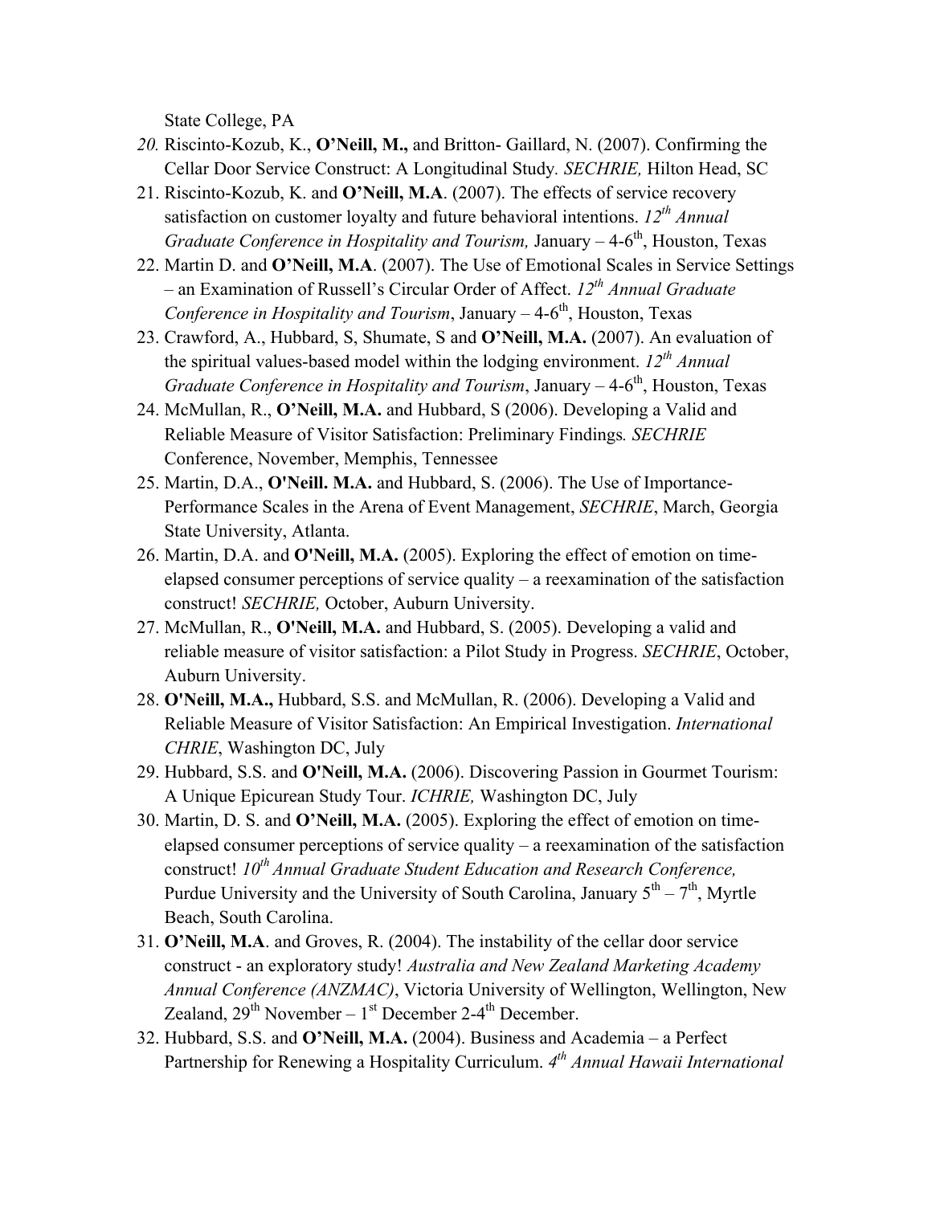State College, PA

20. Riscinto-Kozub, K., **O'Neill, M.,** and Britton- Gaillard, N. (2007). Confirming the Cellar Door Service Construct: A Longitudinal Study. *SECHRIE,* Hilton Head, SC
21. Riscinto-Kozub, K. and **O'Neill, M.A**. (2007). The effects of service recovery satisfaction on customer loyalty and future behavioral intentions. *12th Annual Graduate Conference in Hospitality and Tourism,* January – 4-6th, Houston, Texas
22. Martin D. and **O'Neill, M.A**. (2007). The Use of Emotional Scales in Service Settings – an Examination of Russell's Circular Order of Affect. *12th Annual Graduate Conference in Hospitality and Tourism*, January – 4-6th, Houston, Texas
23. Crawford, A., Hubbard, S, Shumate, S and **O'Neill, M.A.** (2007). An evaluation of the spiritual values-based model within the lodging environment. *12th Annual Graduate Conference in Hospitality and Tourism*, January – 4-6th, Houston, Texas
24. McMullan, R., **O'Neill, M.A.** and Hubbard, S (2006). Developing a Valid and Reliable Measure of Visitor Satisfaction: Preliminary Findings*. SECHRIE* Conference, November, Memphis, Tennessee
25. Martin, D.A., **O'Neill. M.A.** and Hubbard, S. (2006). The Use of Importance-Performance Scales in the Arena of Event Management, *SECHRIE*, March, Georgia State University, Atlanta.
26. Martin, D.A. and **O'Neill, M.A.** (2005). Exploring the effect of emotion on time-elapsed consumer perceptions of service quality – a reexamination of the satisfaction construct! *SECHRIE,* October, Auburn University.
27. McMullan, R., **O'Neill, M.A.** and Hubbard, S. (2005). Developing a valid and reliable measure of visitor satisfaction: a Pilot Study in Progress. *SECHRIE*, October, Auburn University.
28. **O'Neill, M.A.,** Hubbard, S.S. and McMullan, R. (2006). Developing a Valid and Reliable Measure of Visitor Satisfaction: An Empirical Investigation. *International CHRIE*, Washington DC, July
29. Hubbard, S.S. and **O'Neill, M.A.** (2006). Discovering Passion in Gourmet Tourism: A Unique Epicurean Study Tour. *ICHRIE,* Washington DC, July
30. Martin, D. S. and **O'Neill, M.A.** (2005). Exploring the effect of emotion on time-elapsed consumer perceptions of service quality – a reexamination of the satisfaction construct! *10th Annual Graduate Student Education and Research Conference,* Purdue University and the University of South Carolina, January 5th – 7th, Myrtle Beach, South Carolina.
31. **O'Neill, M.A**. and Groves, R. (2004). The instability of the cellar door service construct - an exploratory study! *Australia and New Zealand Marketing Academy Annual Conference (ANZMAC)*, Victoria University of Wellington, Wellington, New Zealand, 29th November – 1st December 2-4th December.
32. Hubbard, S.S. and **O'Neill, M.A.** (2004). Business and Academia – a Perfect Partnership for Renewing a Hospitality Curriculum. *4th Annual Hawaii International*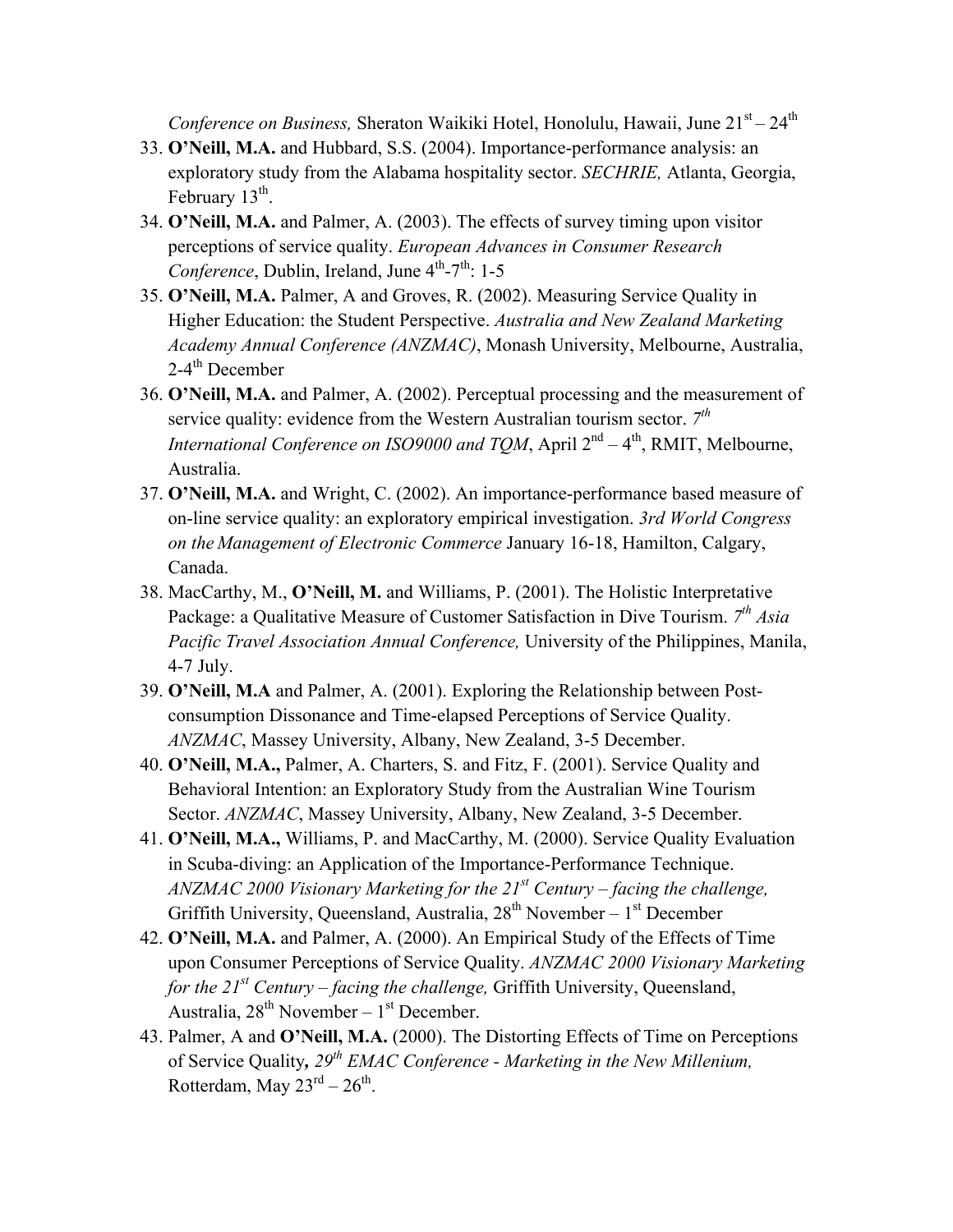*Conference on Business,* Sheraton Waikiki Hotel, Honolulu, Hawaii, June 21st – 24th

33. **O'Neill, M.A.** and Hubbard, S.S. (2004). Importance-performance analysis: an exploratory study from the Alabama hospitality sector. *SECHRIE,* Atlanta, Georgia, February 13th.
34. **O'Neill, M.A.** and Palmer, A. (2003). The effects of survey timing upon visitor perceptions of service quality. *European Advances in Consumer Research Conference*, Dublin, Ireland, June 4th-7th: 1-5
35. **O'Neill, M.A.** Palmer, A and Groves, R. (2002). Measuring Service Quality in Higher Education: the Student Perspective. *Australia and New Zealand Marketing Academy Annual Conference (ANZMAC)*, Monash University, Melbourne, Australia, 2-4th December
36. **O'Neill, M.A.** and Palmer, A. (2002). Perceptual processing and the measurement of service quality: evidence from the Western Australian tourism sector. *7th International Conference on ISO9000 and TQM*, April 2nd – 4th, RMIT, Melbourne, Australia.
37. **O'Neill, M.A.** and Wright, C. (2002). An importance-performance based measure of on-line service quality: an exploratory empirical investigation. *3rd World Congress on the Management of Electronic Commerce* January 16-18, Hamilton, Calgary, Canada.
38. MacCarthy, M., **O'Neill, M.** and Williams, P. (2001). The Holistic Interpretative Package: a Qualitative Measure of Customer Satisfaction in Dive Tourism. *7th Asia Pacific Travel Association Annual Conference,* University of the Philippines, Manila, 4-7 July.
39. **O'Neill, M.A** and Palmer, A. (2001). Exploring the Relationship between Post-consumption Dissonance and Time-elapsed Perceptions of Service Quality. *ANZMAC*, Massey University, Albany, New Zealand, 3-5 December.
40. **O'Neill, M.A.,** Palmer, A. Charters, S. and Fitz, F. (2001). Service Quality and Behavioral Intention: an Exploratory Study from the Australian Wine Tourism Sector. *ANZMAC*, Massey University, Albany, New Zealand, 3-5 December.
41. **O'Neill, M.A.,** Williams, P. and MacCarthy, M. (2000). Service Quality Evaluation in Scuba-diving: an Application of the Importance-Performance Technique. *ANZMAC 2000 Visionary Marketing for the 21st Century – facing the challenge,* Griffith University, Queensland, Australia, 28th November – 1st December
42. **O'Neill, M.A.** and Palmer, A. (2000). An Empirical Study of the Effects of Time upon Consumer Perceptions of Service Quality. *ANZMAC 2000 Visionary Marketing for the 21st Century – facing the challenge,* Griffith University, Queensland, Australia, 28th November – 1st December.
43. Palmer, A and **O'Neill, M.A.** (2000). The Distorting Effects of Time on Perceptions of Service Quality*, 29th EMAC Conference - Marketing in the New Millenium,* Rotterdam, May 23rd – 26th.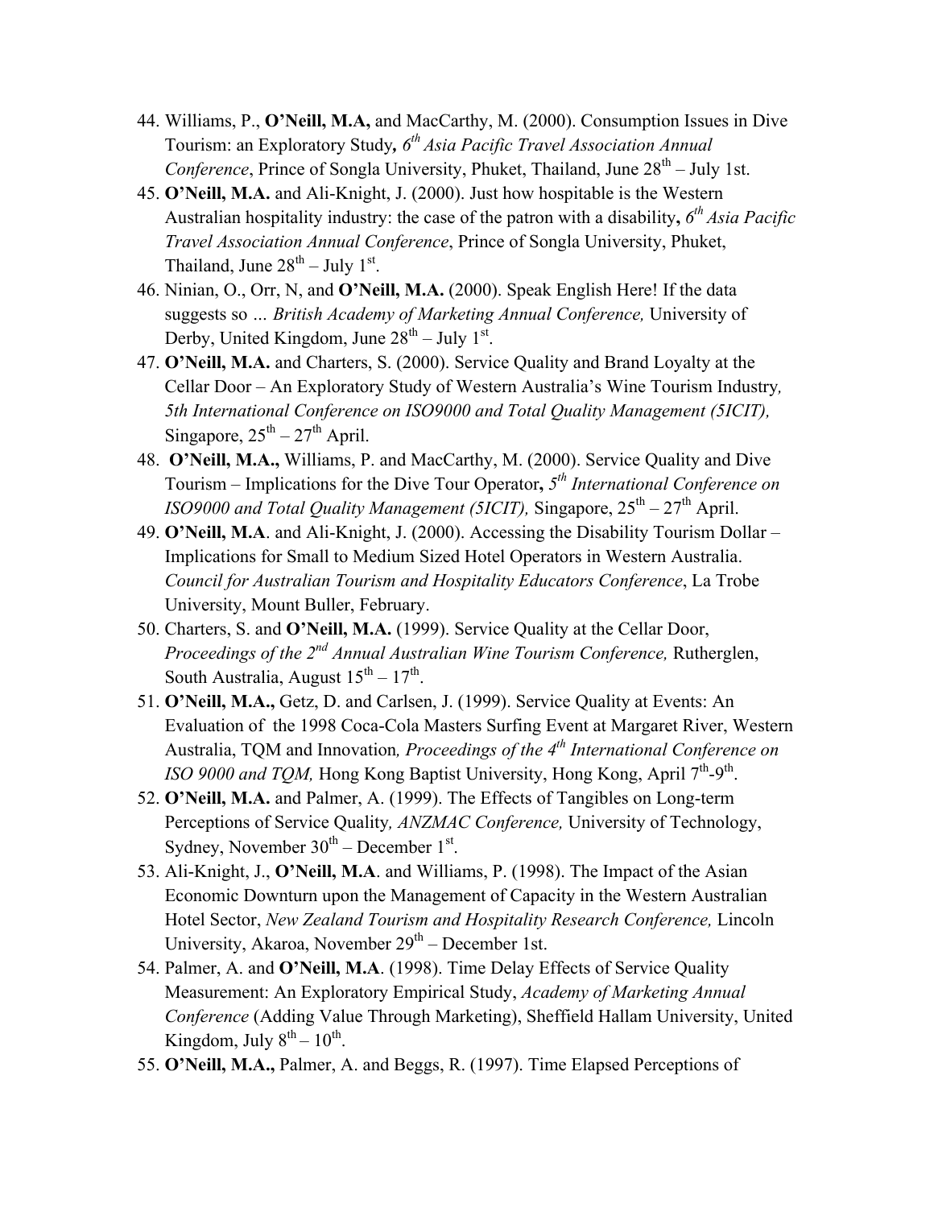44. Williams, P., **O'Neill, M.A,** and MacCarthy, M. (2000). Consumption Issues in Dive Tourism: an Exploratory Study*, 6th Asia Pacific Travel Association Annual Conference*, Prince of Songla University, Phuket, Thailand, June 28th – July 1st.
45. **O'Neill, M.A.** and Ali-Knight, J. (2000). Just how hospitable is the Western Australian hospitality industry: the case of the patron with a disability**,** *6th Asia Pacific Travel Association Annual Conference*, Prince of Songla University, Phuket, Thailand, June 28th – July 1st.
46. Ninian, O., Orr, N, and **O'Neill, M.A.** (2000). Speak English Here! If the data suggests so … *British Academy of Marketing Annual Conference,* University of Derby, United Kingdom, June 28th – July 1st.
47. **O'Neill, M.A.** and Charters, S. (2000). Service Quality and Brand Loyalty at the Cellar Door – An Exploratory Study of Western Australia's Wine Tourism Industry*, 5th International Conference on ISO9000 and Total Quality Management (5ICIT),* Singapore, 25th – 27th April.
48. **O'Neill, M.A.,** Williams, P. and MacCarthy, M. (2000). Service Quality and Dive Tourism – Implications for the Dive Tour Operator**,** *5th International Conference on ISO9000 and Total Quality Management (5ICIT),* Singapore, 25th – 27th April.
49. **O'Neill, M.A**. and Ali-Knight, J. (2000). Accessing the Disability Tourism Dollar – Implications for Small to Medium Sized Hotel Operators in Western Australia. *Council for Australian Tourism and Hospitality Educators Conference*, La Trobe University, Mount Buller, February.
50. Charters, S. and **O'Neill, M.A.** (1999). Service Quality at the Cellar Door, *Proceedings of the 2nd Annual Australian Wine Tourism Conference,* Rutherglen, South Australia, August 15th – 17th.
51. **O'Neill, M.A.,** Getz, D. and Carlsen, J. (1999). Service Quality at Events: An Evaluation of the 1998 Coca-Cola Masters Surfing Event at Margaret River, Western Australia, TQM and Innovation*, Proceedings of the 4th International Conference on ISO 9000 and TQM,* Hong Kong Baptist University, Hong Kong, April 7th-9th.
52. **O'Neill, M.A.** and Palmer, A. (1999). The Effects of Tangibles on Long-term Perceptions of Service Quality*, ANZMAC Conference,* University of Technology, Sydney, November 30th – December 1st.
53. Ali-Knight, J., **O'Neill, M.A**. and Williams, P. (1998). The Impact of the Asian Economic Downturn upon the Management of Capacity in the Western Australian Hotel Sector, *New Zealand Tourism and Hospitality Research Conference,* Lincoln University, Akaroa, November 29th – December 1st.
54. Palmer, A. and **O'Neill, M.A**. (1998). Time Delay Effects of Service Quality Measurement: An Exploratory Empirical Study, *Academy of Marketing Annual Conference* (Adding Value Through Marketing), Sheffield Hallam University, United Kingdom, July 8th – 10th.
55. **O'Neill, M.A.,** Palmer, A. and Beggs, R. (1997). Time Elapsed Perceptions of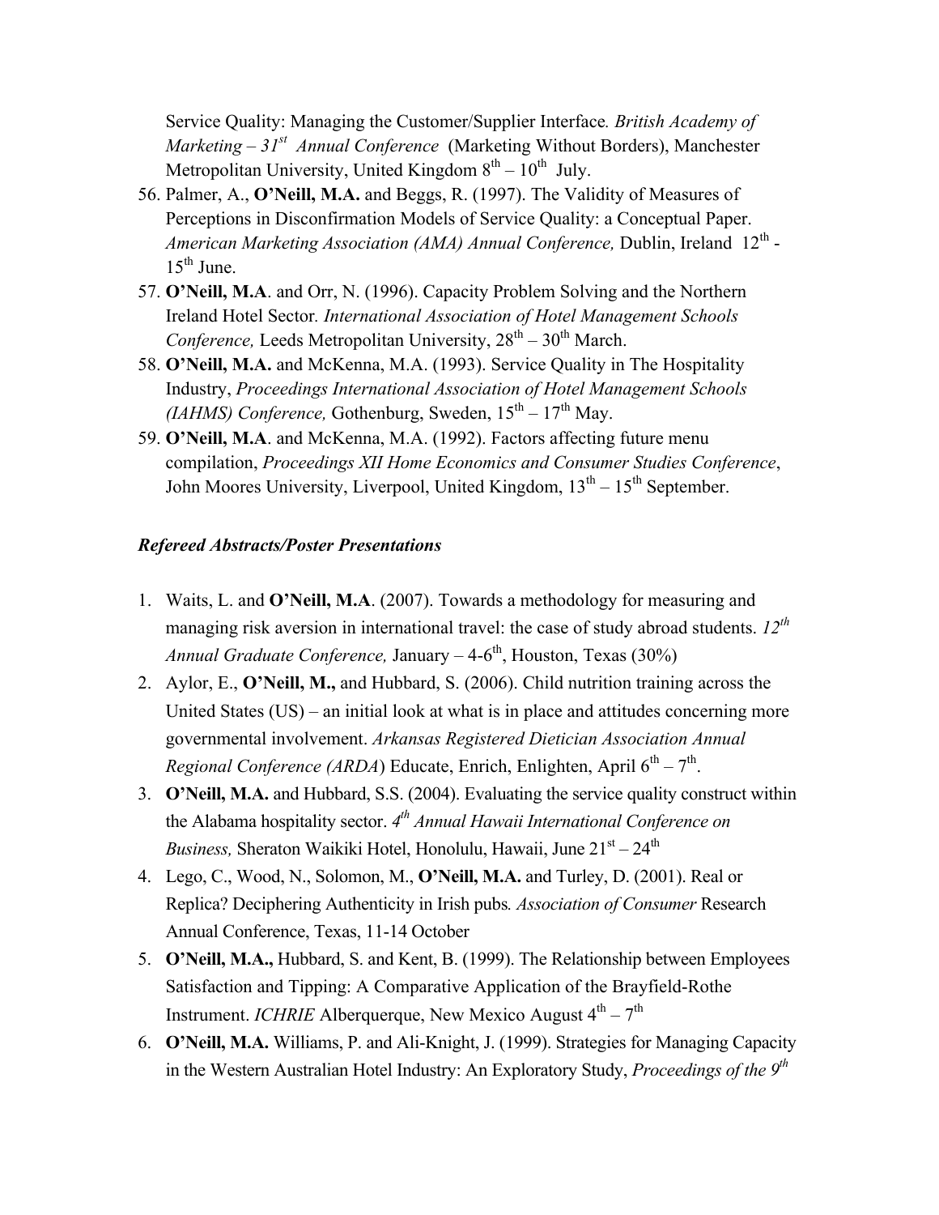Service Quality: Managing the Customer/Supplier Interface*.* *British Academy of Marketing – 31st Annual Conference* (Marketing Without Borders), Manchester Metropolitan University, United Kingdom 8th – 10th July.

56. Palmer, A., **O'Neill, M.A.** and Beggs, R. (1997). The Validity of Measures of Perceptions in Disconfirmation Models of Service Quality: a Conceptual Paper. *American Marketing Association (AMA) Annual Conference,* Dublin, Ireland 12th - 15th June.
57. **O'Neill, M.A**. and Orr, N. (1996). Capacity Problem Solving and the Northern Ireland Hotel Sector*. International Association of Hotel Management Schools Conference,* Leeds Metropolitan University, 28th – 30th March.
58. **O'Neill, M.A.** and McKenna, M.A. (1993). Service Quality in The Hospitality Industry, *Proceedings International Association of Hotel Management Schools (IAHMS) Conference,* Gothenburg, Sweden, 15th – 17th May.
59. **O'Neill, M.A**. and McKenna, M.A. (1992). Factors affecting future menu compilation, *Proceedings XII Home Economics and Consumer Studies Conference*, John Moores University, Liverpool, United Kingdom, 13th – 15th September.

***Refereed Abstracts/Poster Presentations***

1. Waits, L. and **O'Neill, M.A**. (2007). Towards a methodology for measuring and managing risk aversion in international travel: the case of study abroad students. *12th Annual Graduate Conference,* January – 4-6th, Houston, Texas (30%)
2. Aylor, E., **O'Neill, M.,** and Hubbard, S. (2006). Child nutrition training across the United States (US) – an initial look at what is in place and attitudes concerning more governmental involvement. *Arkansas Registered Dietician Association Annual Regional Conference (ARDA*) Educate, Enrich, Enlighten, April 6th – 7th.
3. **O'Neill, M.A.** and Hubbard, S.S. (2004). Evaluating the service quality construct within the Alabama hospitality sector. *4th Annual Hawaii International Conference on Business,* Sheraton Waikiki Hotel, Honolulu, Hawaii, June 21st – 24th
4. Lego, C., Wood, N., Solomon, M., **O'Neill, M.A.** and Turley, D. (2001). Real or Replica? Deciphering Authenticity in Irish pubs*. Association of Consumer* Research Annual Conference, Texas, 11-14 October
5. **O'Neill, M.A.,** Hubbard, S. and Kent, B. (1999). The Relationship between Employees Satisfaction and Tipping: A Comparative Application of the Brayfield-Rothe Instrument. *ICHRIE* Alberquerque, New Mexico August 4th – 7th
6. **O'Neill, M.A.** Williams, P. and Ali-Knight, J. (1999). Strategies for Managing Capacity in the Western Australian Hotel Industry: An Exploratory Study, *Proceedings of the 9th*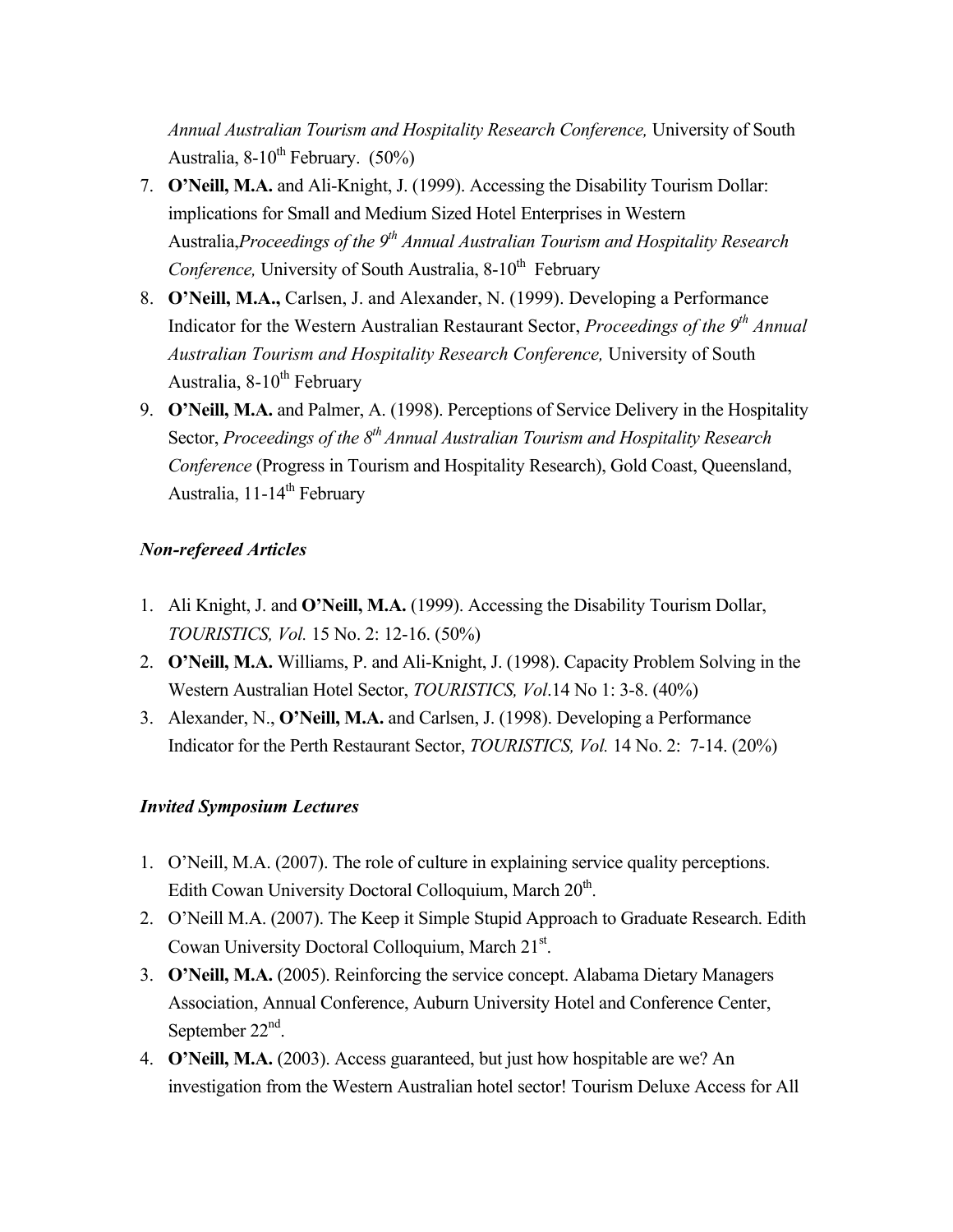*Annual Australian Tourism and Hospitality Research Conference,* University of South Australia, 8-10th February. (50%)

7. **O'Neill, M.A.** and Ali-Knight, J. (1999). Accessing the Disability Tourism Dollar: implications for Small and Medium Sized Hotel Enterprises in Western Australia,*Proceedings of the 9th Annual Australian Tourism and Hospitality Research Conference,* University of South Australia, 8-10th February
8. **O'Neill, M.A.,** Carlsen, J. and Alexander, N. (1999). Developing a Performance Indicator for the Western Australian Restaurant Sector, *Proceedings of the 9th Annual Australian Tourism and Hospitality Research Conference,* University of South Australia, 8-10th February
9. **O'Neill, M.A.** and Palmer, A. (1998). Perceptions of Service Delivery in the Hospitality Sector, *Proceedings of the 8th Annual Australian Tourism and Hospitality Research Conference* (Progress in Tourism and Hospitality Research), Gold Coast, Queensland, Australia, 11-14th February

### *Non-refereed Articles*

1. Ali Knight, J. and **O'Neill, M.A.** (1999). Accessing the Disability Tourism Dollar, *TOURISTICS, Vol.* 15 No. 2: 12-16. (50%)
2. **O'Neill, M.A.** Williams, P. and Ali-Knight, J. (1998). Capacity Problem Solving in the Western Australian Hotel Sector, *TOURISTICS, Vol*.14 No 1: 3-8. (40%)
3. Alexander, N., **O'Neill, M.A.** and Carlsen, J. (1998). Developing a Performance Indicator for the Perth Restaurant Sector, *TOURISTICS, Vol.* 14 No. 2: 7-14. (20%)

### *Invited Symposium Lectures*

1. O'Neill, M.A. (2007). The role of culture in explaining service quality perceptions. Edith Cowan University Doctoral Colloquium, March 20th.
2. O'Neill M.A. (2007). The Keep it Simple Stupid Approach to Graduate Research. Edith Cowan University Doctoral Colloquium, March 21st.
3. **O'Neill, M.A.** (2005). Reinforcing the service concept. Alabama Dietary Managers Association, Annual Conference, Auburn University Hotel and Conference Center, September 22nd.
4. **O'Neill, M.A.** (2003). Access guaranteed, but just how hospitable are we? An investigation from the Western Australian hotel sector! Tourism Deluxe Access for All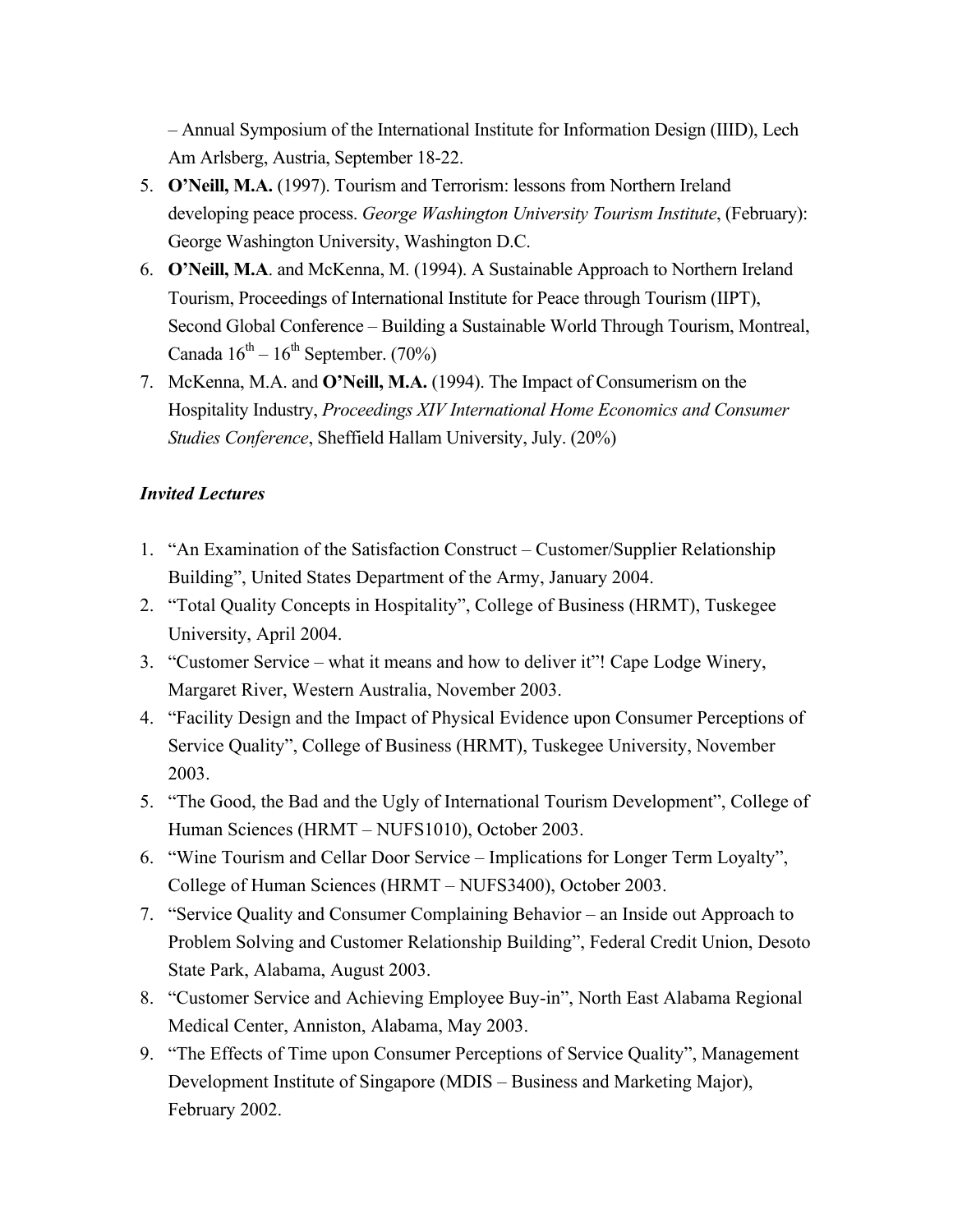– Annual Symposium of the International Institute for Information Design (IIID), Lech Am Arlsberg, Austria, September 18-22.

5. **O'Neill, M.A.** (1997). Tourism and Terrorism: lessons from Northern Ireland developing peace process. *George Washington University Tourism Institute*, (February): George Washington University, Washington D.C.
6. **O'Neill, M.A**. and McKenna, M. (1994). A Sustainable Approach to Northern Ireland Tourism, Proceedings of International Institute for Peace through Tourism (IIPT), Second Global Conference – Building a Sustainable World Through Tourism, Montreal, Canada 16th – 16th September. (70%)
7. McKenna, M.A. and **O'Neill, M.A.** (1994). The Impact of Consumerism on the Hospitality Industry, *Proceedings XIV International Home Economics and Consumer Studies Conference*, Sheffield Hallam University, July. (20%)

***Invited Lectures***

1. "An Examination of the Satisfaction Construct – Customer/Supplier Relationship Building", United States Department of the Army, January 2004.
2. "Total Quality Concepts in Hospitality", College of Business (HRMT), Tuskegee University, April 2004.
3. "Customer Service – what it means and how to deliver it"! Cape Lodge Winery, Margaret River, Western Australia, November 2003.
4. "Facility Design and the Impact of Physical Evidence upon Consumer Perceptions of Service Quality", College of Business (HRMT), Tuskegee University, November 2003.
5. "The Good, the Bad and the Ugly of International Tourism Development", College of Human Sciences (HRMT – NUFS1010), October 2003.
6. "Wine Tourism and Cellar Door Service – Implications for Longer Term Loyalty", College of Human Sciences (HRMT – NUFS3400), October 2003.
7. "Service Quality and Consumer Complaining Behavior – an Inside out Approach to Problem Solving and Customer Relationship Building", Federal Credit Union, Desoto State Park, Alabama, August 2003.
8. "Customer Service and Achieving Employee Buy-in", North East Alabama Regional Medical Center, Anniston, Alabama, May 2003.
9. "The Effects of Time upon Consumer Perceptions of Service Quality", Management Development Institute of Singapore (MDIS – Business and Marketing Major), February 2002.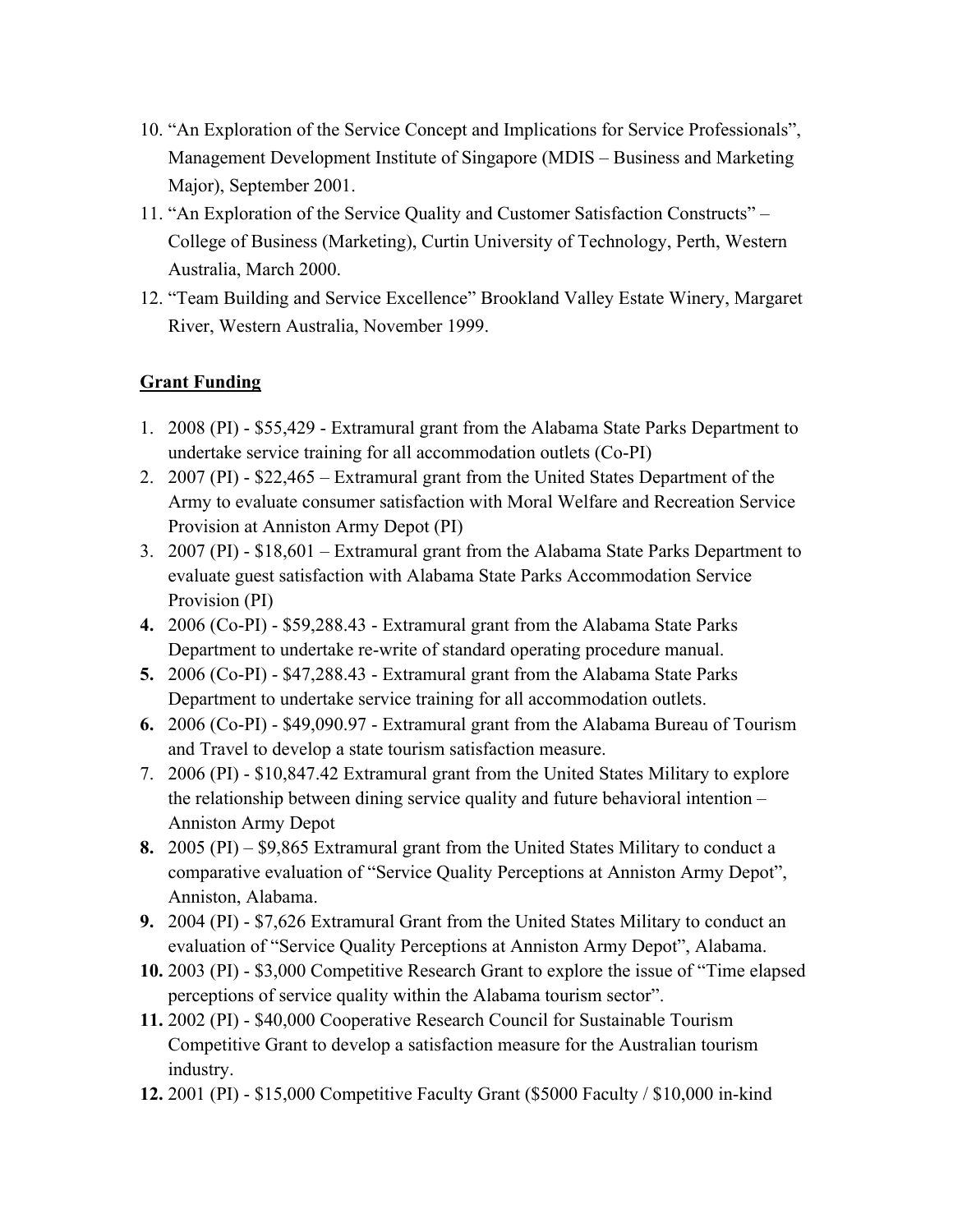10. "An Exploration of the Service Concept and Implications for Service Professionals", Management Development Institute of Singapore (MDIS – Business and Marketing Major), September 2001.
11. "An Exploration of the Service Quality and Customer Satisfaction Constructs" – College of Business (Marketing), Curtin University of Technology, Perth, Western Australia, March 2000.
12. "Team Building and Service Excellence" Brookland Valley Estate Winery, Margaret River, Western Australia, November 1999.

## Grant Funding

1. 2008 (PI) - $55,429 - Extramural grant from the Alabama State Parks Department to undertake service training for all accommodation outlets (Co-PI)
2. 2007 (PI) - $22,465 – Extramural grant from the United States Department of the Army to evaluate consumer satisfaction with Moral Welfare and Recreation Service Provision at Anniston Army Depot (PI)
3. 2007 (PI) - $18,601 – Extramural grant from the Alabama State Parks Department to evaluate guest satisfaction with Alabama State Parks Accommodation Service Provision (PI)
4. 2006 (Co-PI) - $59,288.43 - Extramural grant from the Alabama State Parks Department to undertake re-write of standard operating procedure manual.
5. 2006 (Co-PI) - $47,288.43 - Extramural grant from the Alabama State Parks Department to undertake service training for all accommodation outlets.
6. 2006 (Co-PI) - $49,090.97 - Extramural grant from the Alabama Bureau of Tourism and Travel to develop a state tourism satisfaction measure.
7. 2006 (PI) - $10,847.42 Extramural grant from the United States Military to explore the relationship between dining service quality and future behavioral intention – Anniston Army Depot
8. 2005 (PI) – $9,865 Extramural grant from the United States Military to conduct a comparative evaluation of "Service Quality Perceptions at Anniston Army Depot", Anniston, Alabama.
9. 2004 (PI) - $7,626 Extramural Grant from the United States Military to conduct an evaluation of "Service Quality Perceptions at Anniston Army Depot", Alabama.
10. 2003 (PI) - $3,000 Competitive Research Grant to explore the issue of "Time elapsed perceptions of service quality within the Alabama tourism sector".
11. 2002 (PI) - $40,000 Cooperative Research Council for Sustainable Tourism Competitive Grant to develop a satisfaction measure for the Australian tourism industry.
12. 2001 (PI) - $15,000 Competitive Faculty Grant ($5000 Faculty / $10,000 in-kind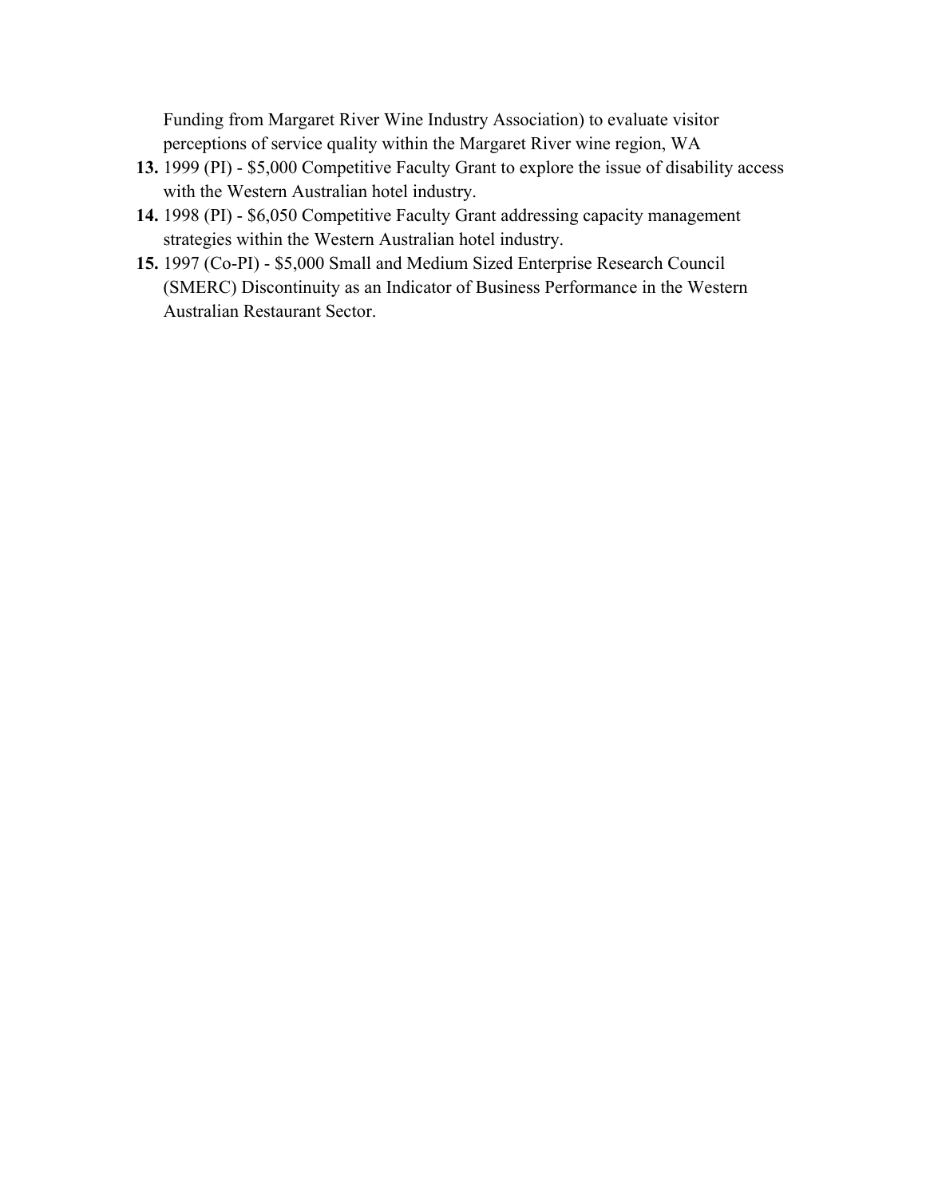Funding from Margaret River Wine Industry Association) to evaluate visitor perceptions of service quality within the Margaret River wine region, WA

13. 1999 (PI) - $5,000 Competitive Faculty Grant to explore the issue of disability access with the Western Australian hotel industry.
14. 1998 (PI) - $6,050 Competitive Faculty Grant addressing capacity management strategies within the Western Australian hotel industry.
15. 1997 (Co-PI) - $5,000 Small and Medium Sized Enterprise Research Council (SMERC) Discontinuity as an Indicator of Business Performance in the Western Australian Restaurant Sector.